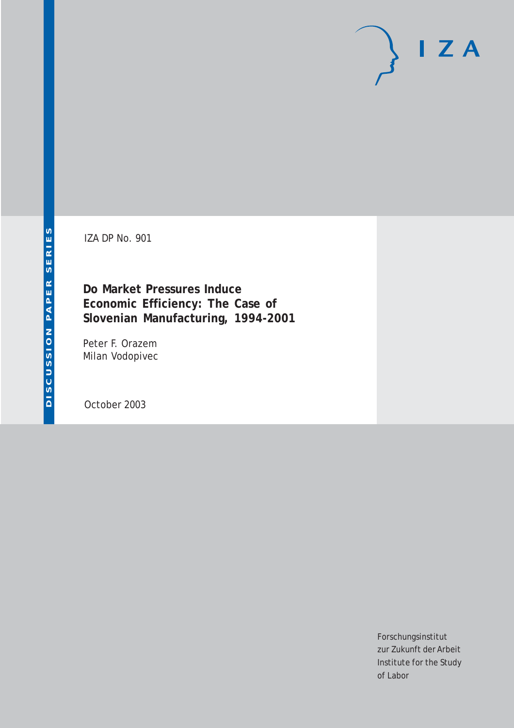IZA DP No. 901

# Do Market Pressures Induce Economic Efficiency: The Case of Slovenian Manufacturing, 1994-2001

Peter F. Orazem
Milan Vodopivec

October 2003

Forschungsinstitut
zur Zukunft der Arbeit
Institute for the Study
of Labor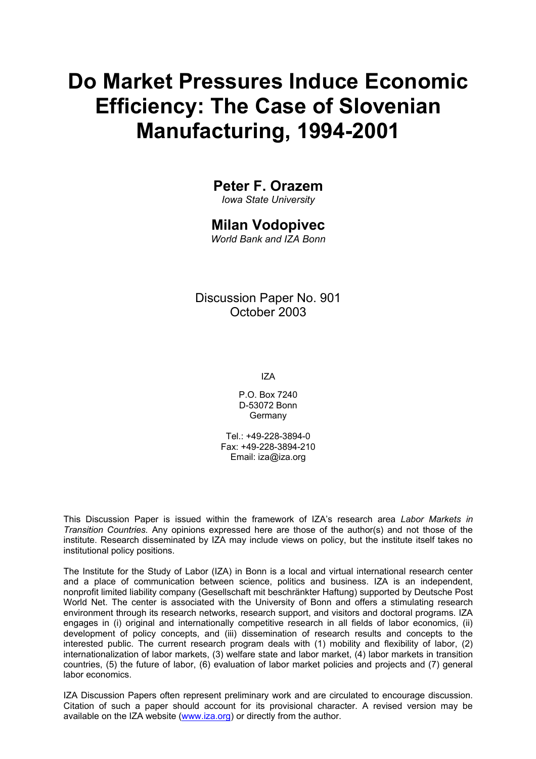# Do Market Pressures Induce Economic Efficiency: The Case of Slovenian Manufacturing, 1994-2001

## Peter F. Orazem

*Iowa State University*

## Milan Vodopivec

*World Bank and IZA Bonn*

Discussion Paper No. 901
October 2003

IZA

P.O. Box 7240
D-53072 Bonn
Germany

Tel.: +49-228-3894-0
Fax: +49-228-3894-210
Email: iza@iza.org

This Discussion Paper is issued within the framework of IZA's research area *Labor Markets in Transition Countries.* Any opinions expressed here are those of the author(s) and not those of the institute. Research disseminated by IZA may include views on policy, but the institute itself takes no institutional policy positions.

The Institute for the Study of Labor (IZA) in Bonn is a local and virtual international research center and a place of communication between science, politics and business. IZA is an independent, nonprofit limited liability company (Gesellschaft mit beschränkter Haftung) supported by Deutsche Post World Net. The center is associated with the University of Bonn and offers a stimulating research environment through its research networks, research support, and visitors and doctoral programs. IZA engages in (i) original and internationally competitive research in all fields of labor economics, (ii) development of policy concepts, and (iii) dissemination of research results and concepts to the interested public. The current research program deals with (1) mobility and flexibility of labor, (2) internationalization of labor markets, (3) welfare state and labor market, (4) labor markets in transition countries, (5) the future of labor, (6) evaluation of labor market policies and projects and (7) general labor economics.

IZA Discussion Papers often represent preliminary work and are circulated to encourage discussion. Citation of such a paper should account for its provisional character. A revised version may be available on the IZA website (www.iza.org) or directly from the author.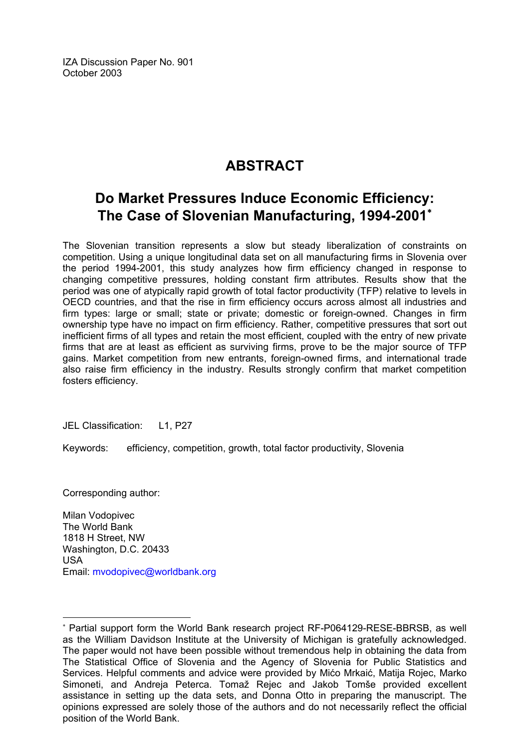IZA Discussion Paper No. 901
October 2003

# ABSTRACT

## Do Market Pressures Induce Economic Efficiency: The Case of Slovenian Manufacturing, 1994-2001[*]

The Slovenian transition represents a slow but steady liberalization of constraints on competition. Using a unique longitudinal data set on all manufacturing firms in Slovenia over the period 1994-2001, this study analyzes how firm efficiency changed in response to changing competitive pressures, holding constant firm attributes. Results show that the period was one of atypically rapid growth of total factor productivity (TFP) relative to levels in OECD countries, and that the rise in firm efficiency occurs across almost all industries and firm types: large or small; state or private; domestic or foreign-owned. Changes in firm ownership type have no impact on firm efficiency. Rather, competitive pressures that sort out inefficient firms of all types and retain the most efficient, coupled with the entry of new private firms that are at least as efficient as surviving firms, prove to be the major source of TFP gains. Market competition from new entrants, foreign-owned firms, and international trade also raise firm efficiency in the industry. Results strongly confirm that market competition fosters efficiency.

JEL Classification: L1, P27

Keywords: efficiency, competition, growth, total factor productivity, Slovenia

Corresponding author:

Milan Vodopivec
The World Bank
1818 H Street, NW
Washington, D.C. 20433
USA
Email: mvodopivec@worldbank.org

---

[*] Partial support form the World Bank research project RF-P064129-RESE-BBRSB, as well as the William Davidson Institute at the University of Michigan is gratefully acknowledged. The paper would not have been possible without tremendous help in obtaining the data from The Statistical Office of Slovenia and the Agency of Slovenia for Public Statistics and Services. Helpful comments and advice were provided by Mićo Mrkaić, Matija Rojec, Marko Simoneti, and Andreja Peterca. Tomaž Rejec and Jakob Tomše provided excellent assistance in setting up the data sets, and Donna Otto in preparing the manuscript. The opinions expressed are solely those of the authors and do not necessarily reflect the official position of the World Bank.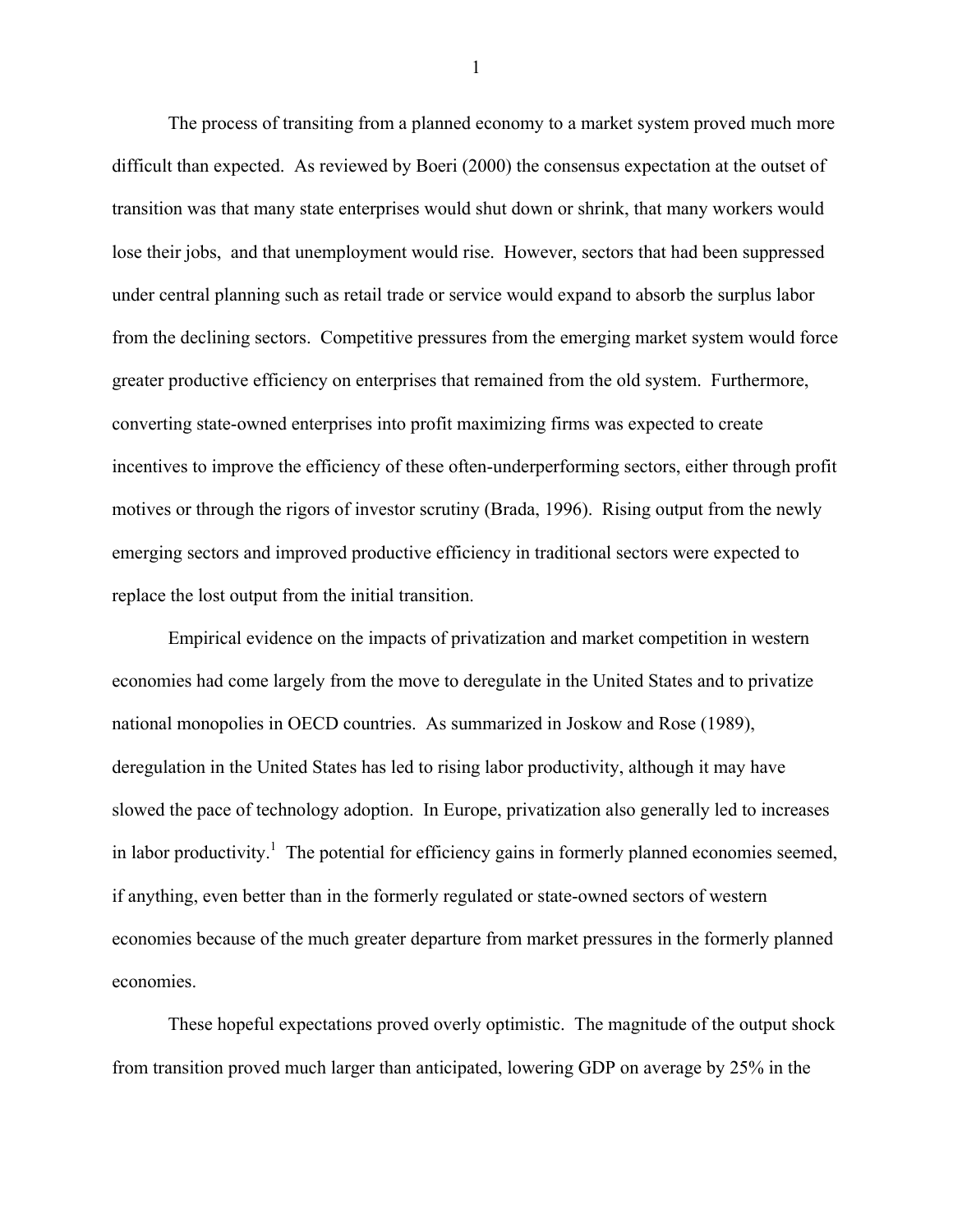The process of transiting from a planned economy to a market system proved much more difficult than expected. As reviewed by Boeri (2000) the consensus expectation at the outset of transition was that many state enterprises would shut down or shrink, that many workers would lose their jobs, and that unemployment would rise. However, sectors that had been suppressed under central planning such as retail trade or service would expand to absorb the surplus labor from the declining sectors. Competitive pressures from the emerging market system would force greater productive efficiency on enterprises that remained from the old system. Furthermore, converting state-owned enterprises into profit maximizing firms was expected to create incentives to improve the efficiency of these often-underperforming sectors, either through profit motives or through the rigors of investor scrutiny (Brada, 1996). Rising output from the newly emerging sectors and improved productive efficiency in traditional sectors were expected to replace the lost output from the initial transition.

Empirical evidence on the impacts of privatization and market competition in western economies had come largely from the move to deregulate in the United States and to privatize national monopolies in OECD countries. As summarized in Joskow and Rose (1989), deregulation in the United States has led to rising labor productivity, although it may have slowed the pace of technology adoption. In Europe, privatization also generally led to increases in labor productivity.[1] The potential for efficiency gains in formerly planned economies seemed, if anything, even better than in the formerly regulated or state-owned sectors of western economies because of the much greater departure from market pressures in the formerly planned economies.

These hopeful expectations proved overly optimistic. The magnitude of the output shock from transition proved much larger than anticipated, lowering GDP on average by 25% in the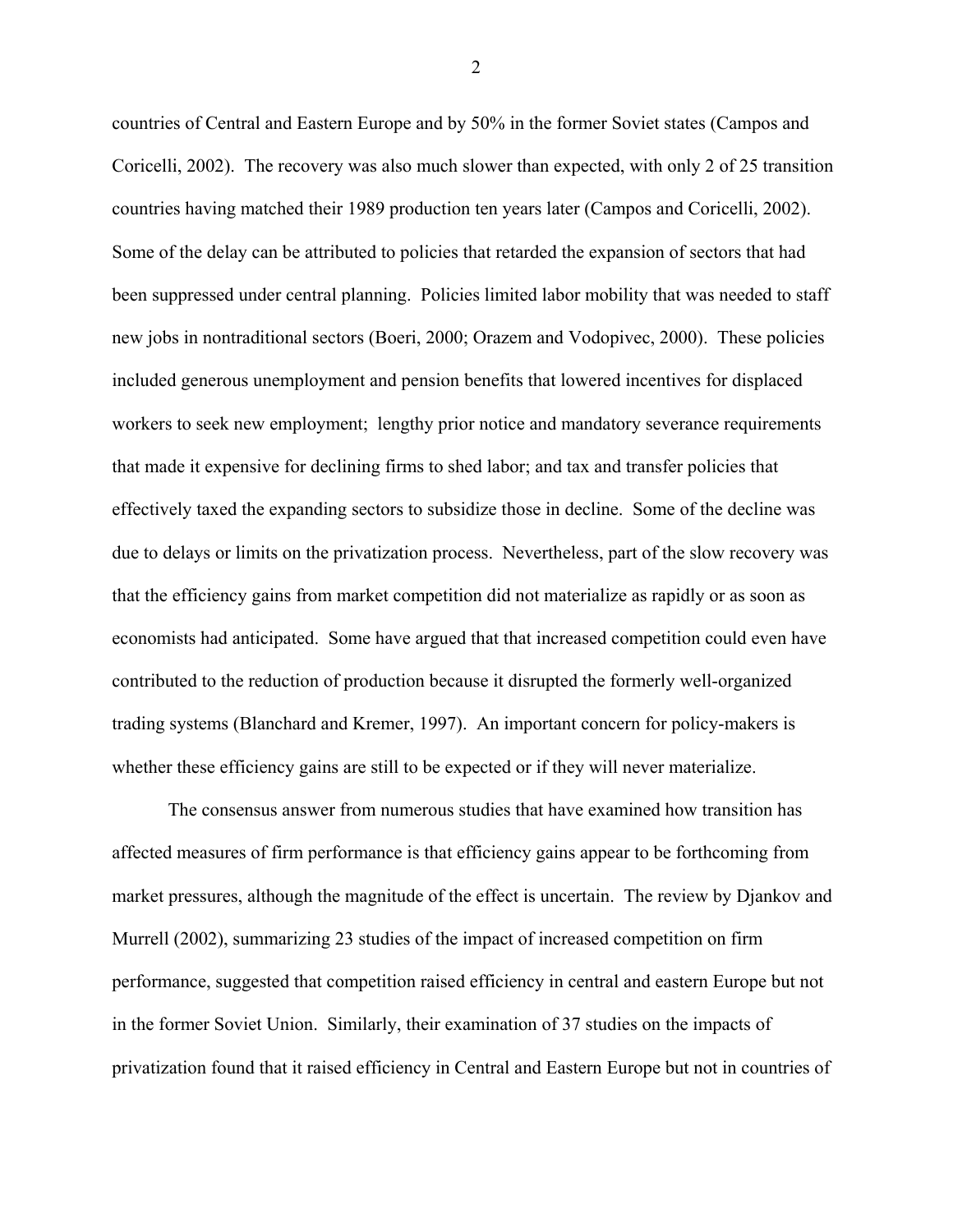countries of Central and Eastern Europe and by 50% in the former Soviet states (Campos and Coricelli, 2002). The recovery was also much slower than expected, with only 2 of 25 transition countries having matched their 1989 production ten years later (Campos and Coricelli, 2002). Some of the delay can be attributed to policies that retarded the expansion of sectors that had been suppressed under central planning. Policies limited labor mobility that was needed to staff new jobs in nontraditional sectors (Boeri, 2000; Orazem and Vodopivec, 2000). These policies included generous unemployment and pension benefits that lowered incentives for displaced workers to seek new employment; lengthy prior notice and mandatory severance requirements that made it expensive for declining firms to shed labor; and tax and transfer policies that effectively taxed the expanding sectors to subsidize those in decline. Some of the decline was due to delays or limits on the privatization process. Nevertheless, part of the slow recovery was that the efficiency gains from market competition did not materialize as rapidly or as soon as economists had anticipated. Some have argued that that increased competition could even have contributed to the reduction of production because it disrupted the formerly well-organized trading systems (Blanchard and Kremer, 1997). An important concern for policy-makers is whether these efficiency gains are still to be expected or if they will never materialize.

The consensus answer from numerous studies that have examined how transition has affected measures of firm performance is that efficiency gains appear to be forthcoming from market pressures, although the magnitude of the effect is uncertain. The review by Djankov and Murrell (2002), summarizing 23 studies of the impact of increased competition on firm performance, suggested that competition raised efficiency in central and eastern Europe but not in the former Soviet Union. Similarly, their examination of 37 studies on the impacts of privatization found that it raised efficiency in Central and Eastern Europe but not in countries of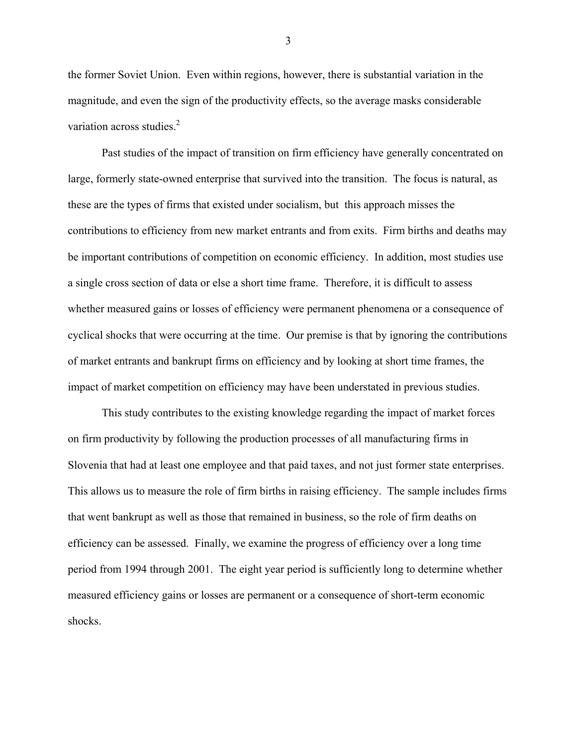the former Soviet Union. Even within regions, however, there is substantial variation in the magnitude, and even the sign of the productivity effects, so the average masks considerable variation across studies.[2]

Past studies of the impact of transition on firm efficiency have generally concentrated on large, formerly state-owned enterprise that survived into the transition. The focus is natural, as these are the types of firms that existed under socialism, but this approach misses the contributions to efficiency from new market entrants and from exits. Firm births and deaths may be important contributions of competition on economic efficiency. In addition, most studies use a single cross section of data or else a short time frame. Therefore, it is difficult to assess whether measured gains or losses of efficiency were permanent phenomena or a consequence of cyclical shocks that were occurring at the time. Our premise is that by ignoring the contributions of market entrants and bankrupt firms on efficiency and by looking at short time frames, the impact of market competition on efficiency may have been understated in previous studies.

This study contributes to the existing knowledge regarding the impact of market forces on firm productivity by following the production processes of all manufacturing firms in Slovenia that had at least one employee and that paid taxes, and not just former state enterprises. This allows us to measure the role of firm births in raising efficiency. The sample includes firms that went bankrupt as well as those that remained in business, so the role of firm deaths on efficiency can be assessed. Finally, we examine the progress of efficiency over a long time period from 1994 through 2001. The eight year period is sufficiently long to determine whether measured efficiency gains or losses are permanent or a consequence of short-term economic shocks.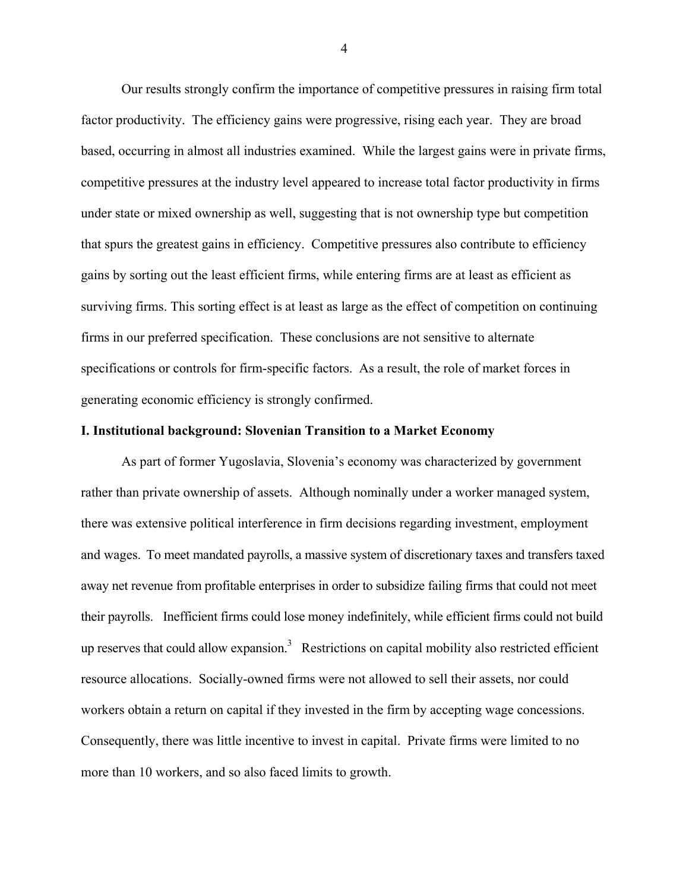Our results strongly confirm the importance of competitive pressures in raising firm total factor productivity. The efficiency gains were progressive, rising each year. They are broad based, occurring in almost all industries examined. While the largest gains were in private firms, competitive pressures at the industry level appeared to increase total factor productivity in firms under state or mixed ownership as well, suggesting that is not ownership type but competition that spurs the greatest gains in efficiency. Competitive pressures also contribute to efficiency gains by sorting out the least efficient firms, while entering firms are at least as efficient as surviving firms. This sorting effect is at least as large as the effect of competition on continuing firms in our preferred specification. These conclusions are not sensitive to alternate specifications or controls for firm-specific factors. As a result, the role of market forces in generating economic efficiency is strongly confirmed.

## I. Institutional background: Slovenian Transition to a Market Economy

As part of former Yugoslavia, Slovenia's economy was characterized by government rather than private ownership of assets. Although nominally under a worker managed system, there was extensive political interference in firm decisions regarding investment, employment and wages. To meet mandated payrolls, a massive system of discretionary taxes and transfers taxed away net revenue from profitable enterprises in order to subsidize failing firms that could not meet their payrolls. Inefficient firms could lose money indefinitely, while efficient firms could not build up reserves that could allow expansion.[3] Restrictions on capital mobility also restricted efficient resource allocations. Socially-owned firms were not allowed to sell their assets, nor could workers obtain a return on capital if they invested in the firm by accepting wage concessions. Consequently, there was little incentive to invest in capital. Private firms were limited to no more than 10 workers, and so also faced limits to growth.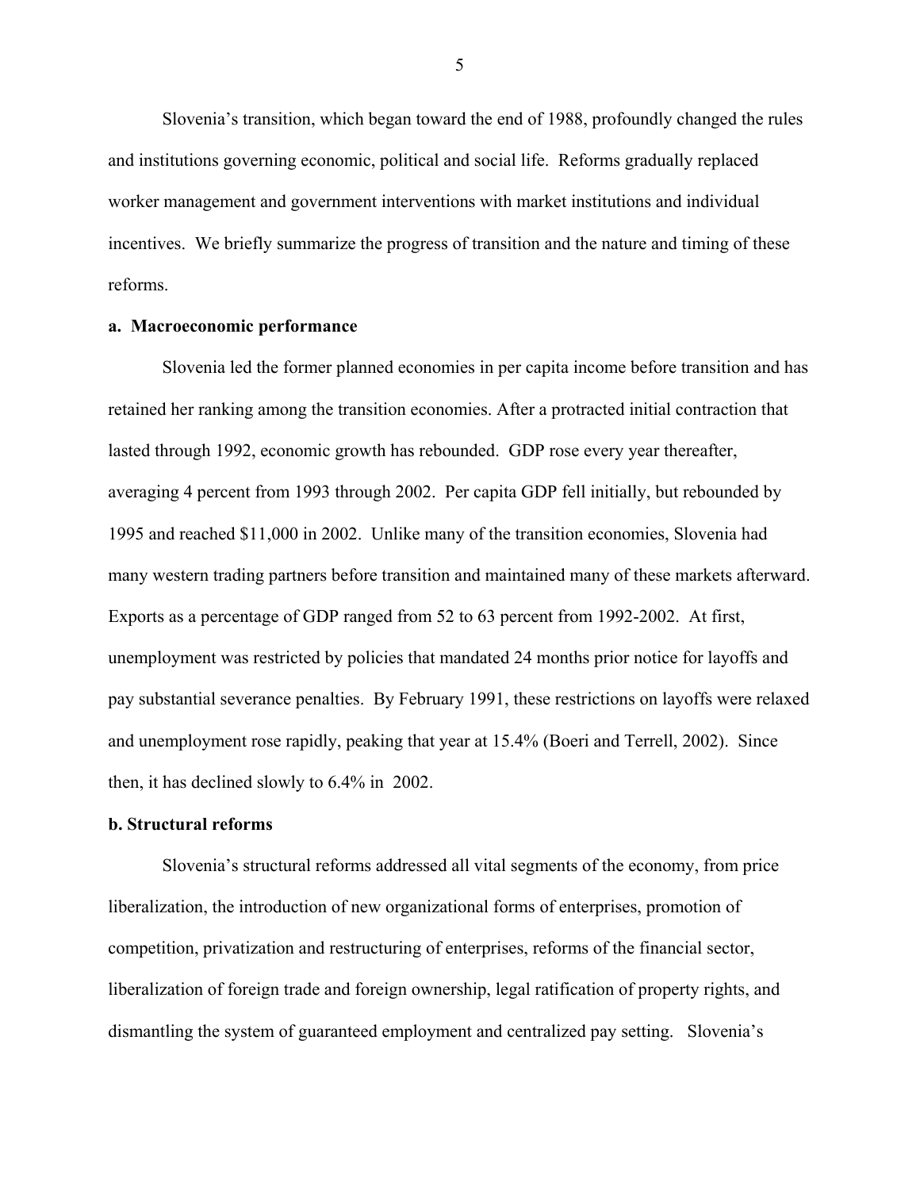Slovenia's transition, which began toward the end of 1988, profoundly changed the rules and institutions governing economic, political and social life. Reforms gradually replaced worker management and government interventions with market institutions and individual incentives. We briefly summarize the progress of transition and the nature and timing of these reforms.

**a. Macroeconomic performance**

Slovenia led the former planned economies in per capita income before transition and has retained her ranking among the transition economies. After a protracted initial contraction that lasted through 1992, economic growth has rebounded. GDP rose every year thereafter, averaging 4 percent from 1993 through 2002. Per capita GDP fell initially, but rebounded by 1995 and reached $11,000 in 2002. Unlike many of the transition economies, Slovenia had many western trading partners before transition and maintained many of these markets afterward. Exports as a percentage of GDP ranged from 52 to 63 percent from 1992-2002. At first, unemployment was restricted by policies that mandated 24 months prior notice for layoffs and pay substantial severance penalties. By February 1991, these restrictions on layoffs were relaxed and unemployment rose rapidly, peaking that year at 15.4% (Boeri and Terrell, 2002). Since then, it has declined slowly to 6.4% in 2002.

**b. Structural reforms**

Slovenia's structural reforms addressed all vital segments of the economy, from price liberalization, the introduction of new organizational forms of enterprises, promotion of competition, privatization and restructuring of enterprises, reforms of the financial sector, liberalization of foreign trade and foreign ownership, legal ratification of property rights, and dismantling the system of guaranteed employment and centralized pay setting. Slovenia's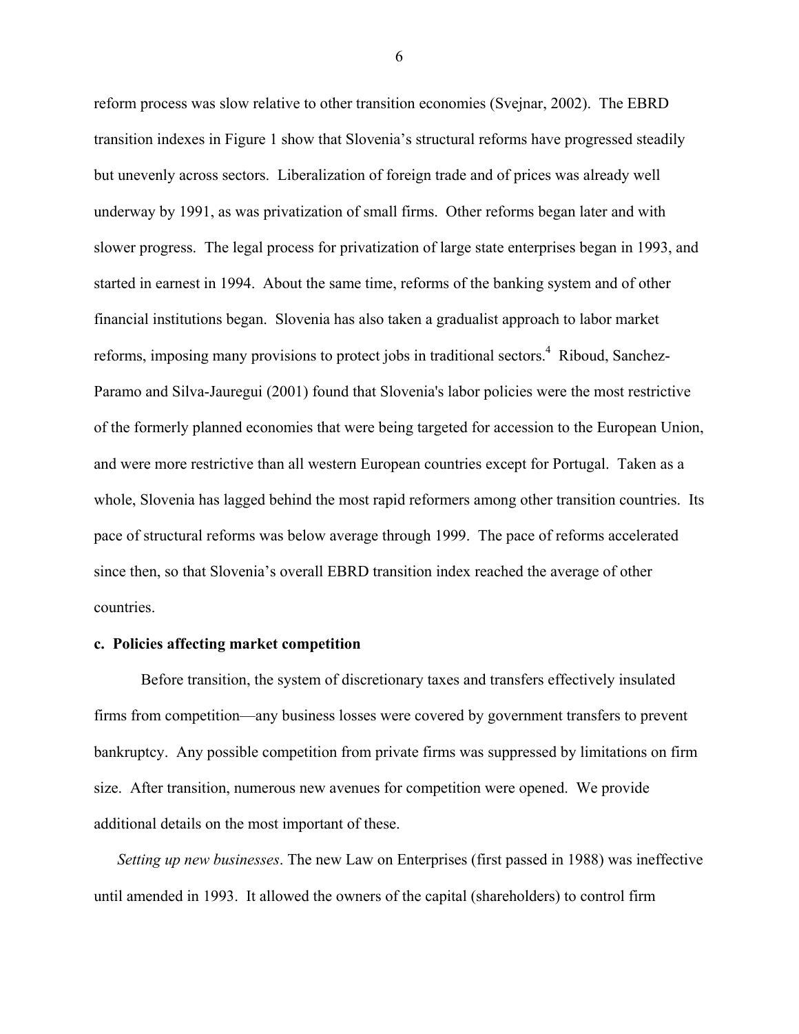reform process was slow relative to other transition economies (Svejnar, 2002). The EBRD transition indexes in Figure 1 show that Slovenia's structural reforms have progressed steadily but unevenly across sectors. Liberalization of foreign trade and of prices was already well underway by 1991, as was privatization of small firms. Other reforms began later and with slower progress. The legal process for privatization of large state enterprises began in 1993, and started in earnest in 1994. About the same time, reforms of the banking system and of other financial institutions began. Slovenia has also taken a gradualist approach to labor market reforms, imposing many provisions to protect jobs in traditional sectors.[4] Riboud, Sanchez-Paramo and Silva-Jauregui (2001) found that Slovenia's labor policies were the most restrictive of the formerly planned economies that were being targeted for accession to the European Union, and were more restrictive than all western European countries except for Portugal. Taken as a whole, Slovenia has lagged behind the most rapid reformers among other transition countries. Its pace of structural reforms was below average through 1999. The pace of reforms accelerated since then, so that Slovenia's overall EBRD transition index reached the average of other countries.

### c. Policies affecting market competition

Before transition, the system of discretionary taxes and transfers effectively insulated firms from competition—any business losses were covered by government transfers to prevent bankruptcy. Any possible competition from private firms was suppressed by limitations on firm size. After transition, numerous new avenues for competition were opened. We provide additional details on the most important of these.

*Setting up new businesses*. The new Law on Enterprises (first passed in 1988) was ineffective until amended in 1993. It allowed the owners of the capital (shareholders) to control firm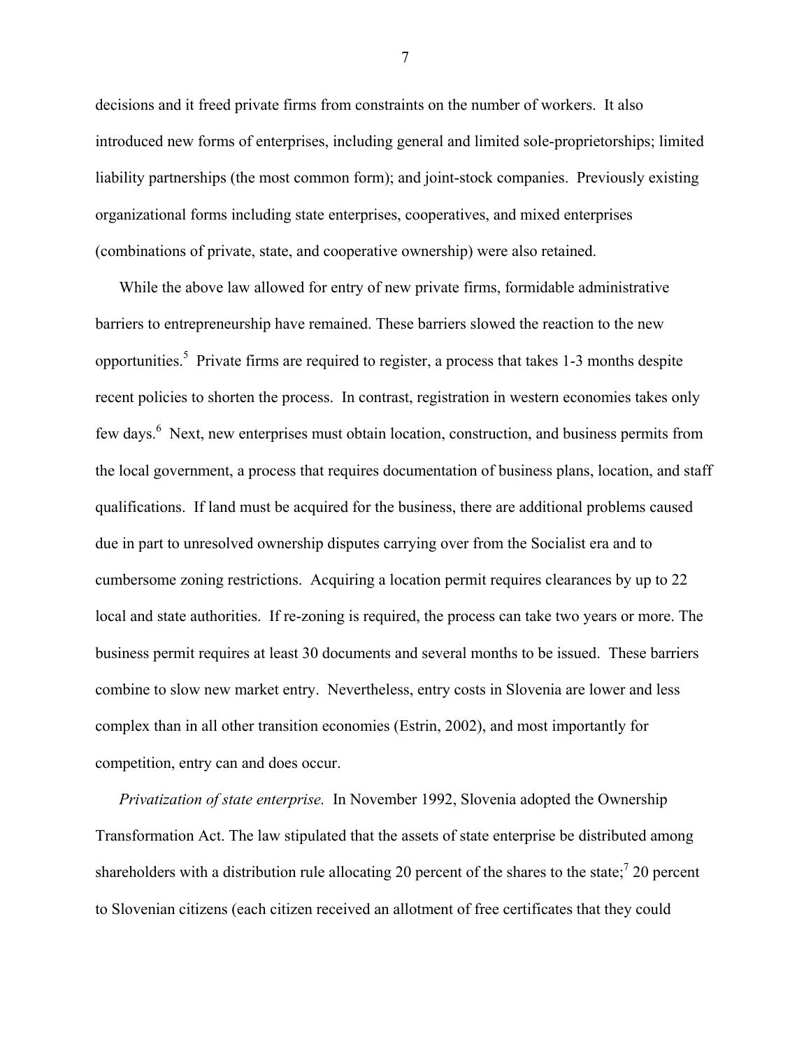decisions and it freed private firms from constraints on the number of workers. It also introduced new forms of enterprises, including general and limited sole-proprietorships; limited liability partnerships (the most common form); and joint-stock companies. Previously existing organizational forms including state enterprises, cooperatives, and mixed enterprises (combinations of private, state, and cooperative ownership) were also retained.

While the above law allowed for entry of new private firms, formidable administrative barriers to entrepreneurship have remained. These barriers slowed the reaction to the new opportunities.[5] Private firms are required to register, a process that takes 1-3 months despite recent policies to shorten the process. In contrast, registration in western economies takes only few days.[6] Next, new enterprises must obtain location, construction, and business permits from the local government, a process that requires documentation of business plans, location, and staff qualifications. If land must be acquired for the business, there are additional problems caused due in part to unresolved ownership disputes carrying over from the Socialist era and to cumbersome zoning restrictions. Acquiring a location permit requires clearances by up to 22 local and state authorities. If re-zoning is required, the process can take two years or more. The business permit requires at least 30 documents and several months to be issued. These barriers combine to slow new market entry. Nevertheless, entry costs in Slovenia are lower and less complex than in all other transition economies (Estrin, 2002), and most importantly for competition, entry can and does occur.

*Privatization of state enterprise.* In November 1992, Slovenia adopted the Ownership Transformation Act. The law stipulated that the assets of state enterprise be distributed among shareholders with a distribution rule allocating 20 percent of the shares to the state;[7] 20 percent to Slovenian citizens (each citizen received an allotment of free certificates that they could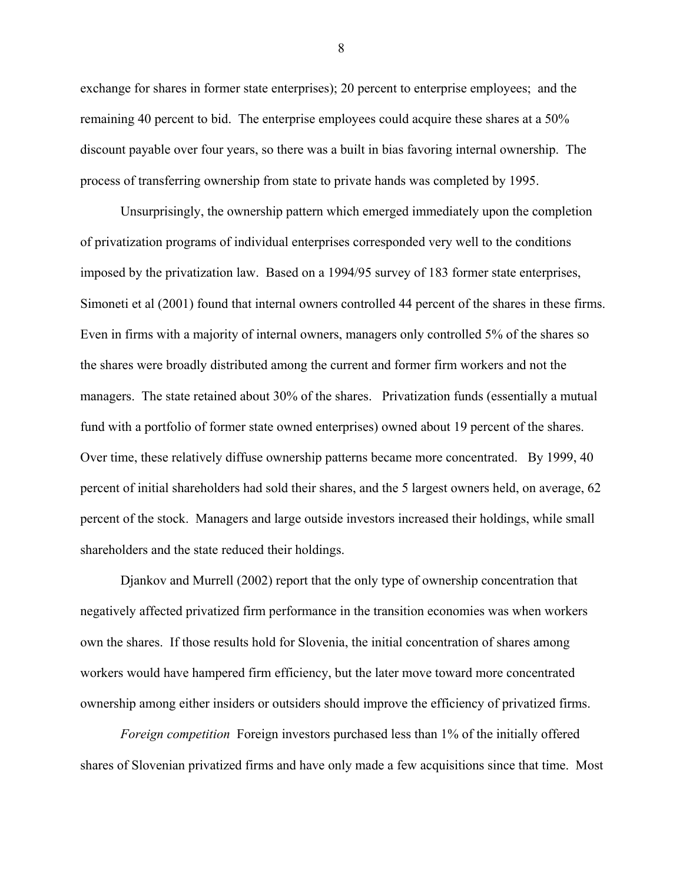exchange for shares in former state enterprises); 20 percent to enterprise employees; and the remaining 40 percent to bid. The enterprise employees could acquire these shares at a 50% discount payable over four years, so there was a built in bias favoring internal ownership. The process of transferring ownership from state to private hands was completed by 1995.

Unsurprisingly, the ownership pattern which emerged immediately upon the completion of privatization programs of individual enterprises corresponded very well to the conditions imposed by the privatization law. Based on a 1994/95 survey of 183 former state enterprises, Simoneti et al (2001) found that internal owners controlled 44 percent of the shares in these firms. Even in firms with a majority of internal owners, managers only controlled 5% of the shares so the shares were broadly distributed among the current and former firm workers and not the managers. The state retained about 30% of the shares. Privatization funds (essentially a mutual fund with a portfolio of former state owned enterprises) owned about 19 percent of the shares. Over time, these relatively diffuse ownership patterns became more concentrated. By 1999, 40 percent of initial shareholders had sold their shares, and the 5 largest owners held, on average, 62 percent of the stock. Managers and large outside investors increased their holdings, while small shareholders and the state reduced their holdings.

Djankov and Murrell (2002) report that the only type of ownership concentration that negatively affected privatized firm performance in the transition economies was when workers own the shares. If those results hold for Slovenia, the initial concentration of shares among workers would have hampered firm efficiency, but the later move toward more concentrated ownership among either insiders or outsiders should improve the efficiency of privatized firms.

*Foreign competition* Foreign investors purchased less than 1% of the initially offered shares of Slovenian privatized firms and have only made a few acquisitions since that time. Most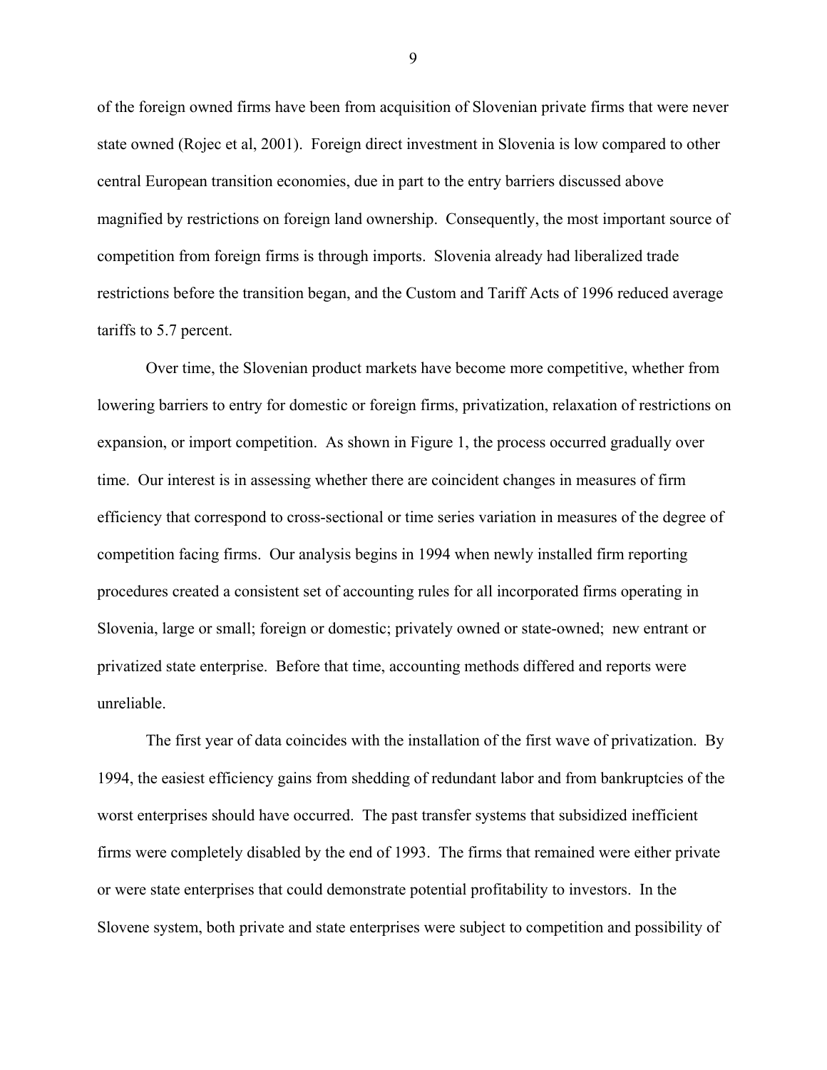of the foreign owned firms have been from acquisition of Slovenian private firms that were never state owned (Rojec et al, 2001). Foreign direct investment in Slovenia is low compared to other central European transition economies, due in part to the entry barriers discussed above magnified by restrictions on foreign land ownership. Consequently, the most important source of competition from foreign firms is through imports. Slovenia already had liberalized trade restrictions before the transition began, and the Custom and Tariff Acts of 1996 reduced average tariffs to 5.7 percent.

Over time, the Slovenian product markets have become more competitive, whether from lowering barriers to entry for domestic or foreign firms, privatization, relaxation of restrictions on expansion, or import competition. As shown in Figure 1, the process occurred gradually over time. Our interest is in assessing whether there are coincident changes in measures of firm efficiency that correspond to cross-sectional or time series variation in measures of the degree of competition facing firms. Our analysis begins in 1994 when newly installed firm reporting procedures created a consistent set of accounting rules for all incorporated firms operating in Slovenia, large or small; foreign or domestic; privately owned or state-owned; new entrant or privatized state enterprise. Before that time, accounting methods differed and reports were unreliable.

The first year of data coincides with the installation of the first wave of privatization. By 1994, the easiest efficiency gains from shedding of redundant labor and from bankruptcies of the worst enterprises should have occurred. The past transfer systems that subsidized inefficient firms were completely disabled by the end of 1993. The firms that remained were either private or were state enterprises that could demonstrate potential profitability to investors. In the Slovene system, both private and state enterprises were subject to competition and possibility of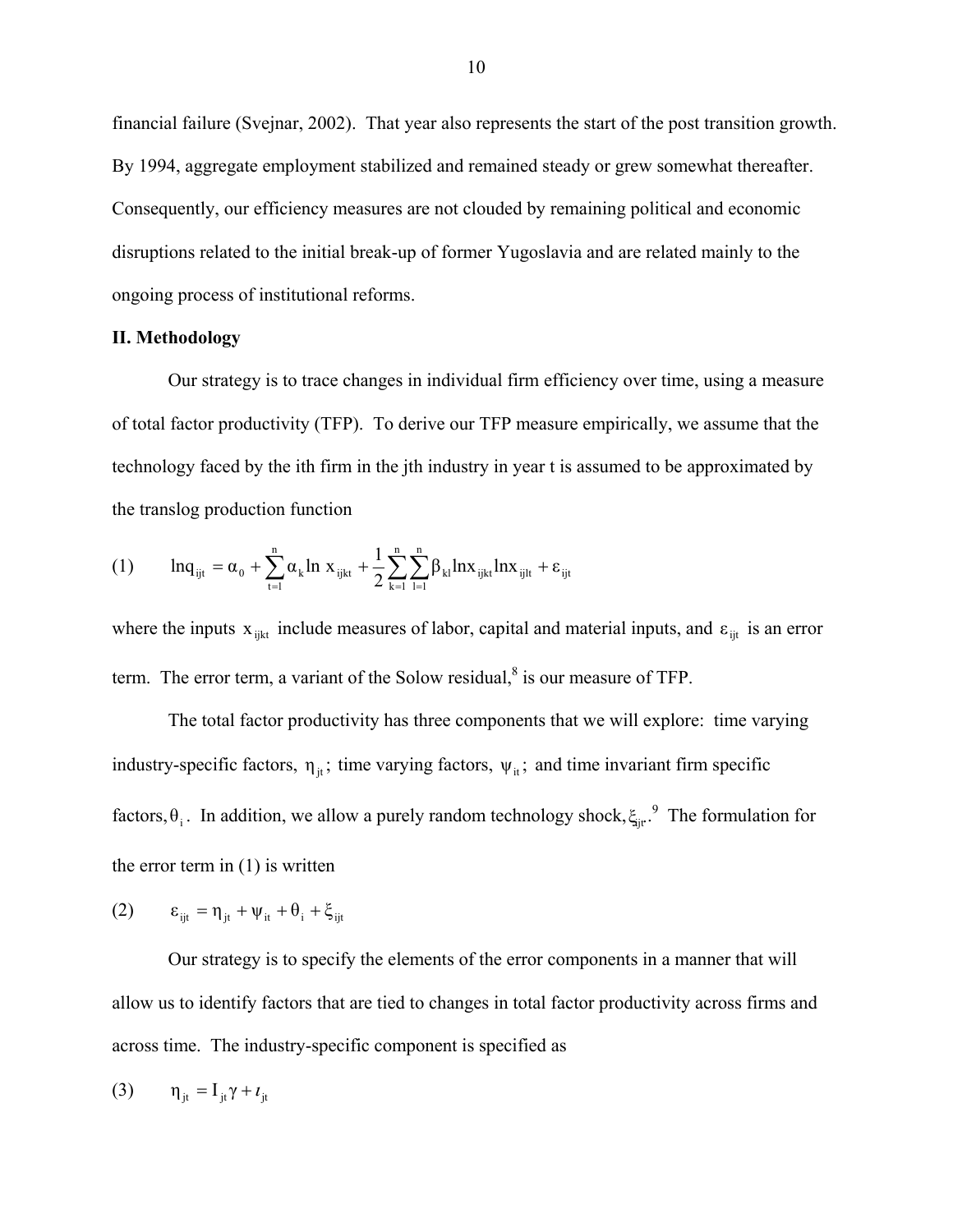financial failure (Svejnar, 2002). That year also represents the start of the post transition growth. By 1994, aggregate employment stabilized and remained steady or grew somewhat thereafter. Consequently, our efficiency measures are not clouded by remaining political and economic disruptions related to the initial break-up of former Yugoslavia and are related mainly to the ongoing process of institutional reforms.

## II. Methodology

Our strategy is to trace changes in individual firm efficiency over time, using a measure of total factor productivity (TFP). To derive our TFP measure empirically, we assume that the technology faced by the ith firm in the jth industry in year t is assumed to be approximated by the translog production function

$$\text{(1)} \qquad \ln q_{ijt} = \alpha_0 + \sum_{t=1}^{n} \alpha_k \ln x_{ijkt} + \frac{1}{2}\sum_{k=1}^{n}\sum_{l=1}^{n} \beta_{kl} \ln x_{ijkt} \ln x_{ijlt} + \varepsilon_{ijt}$$

where the inputs $x_{ijkt}$ include measures of labor, capital and material inputs, and $\varepsilon_{ijt}$ is an error term. The error term, a variant of the Solow residual,[8] is our measure of TFP.

The total factor productivity has three components that we will explore: time varying industry-specific factors, $\eta_{jt}$; time varying factors, $\psi_{it}$; and time invariant firm specific factors, $\theta_i$. In addition, we allow a purely random technology shock, $\xi_{ijt}$.[9] The formulation for the error term in (1) is written

$$\text{(2)} \qquad \varepsilon_{ijt} = \eta_{jt} + \psi_{it} + \theta_i + \xi_{ijt}$$

Our strategy is to specify the elements of the error components in a manner that will allow us to identify factors that are tied to changes in total factor productivity across firms and across time. The industry-specific component is specified as

$$\text{(3)} \qquad \eta_{jt} = I_{jt}\gamma + \iota_{jt}$$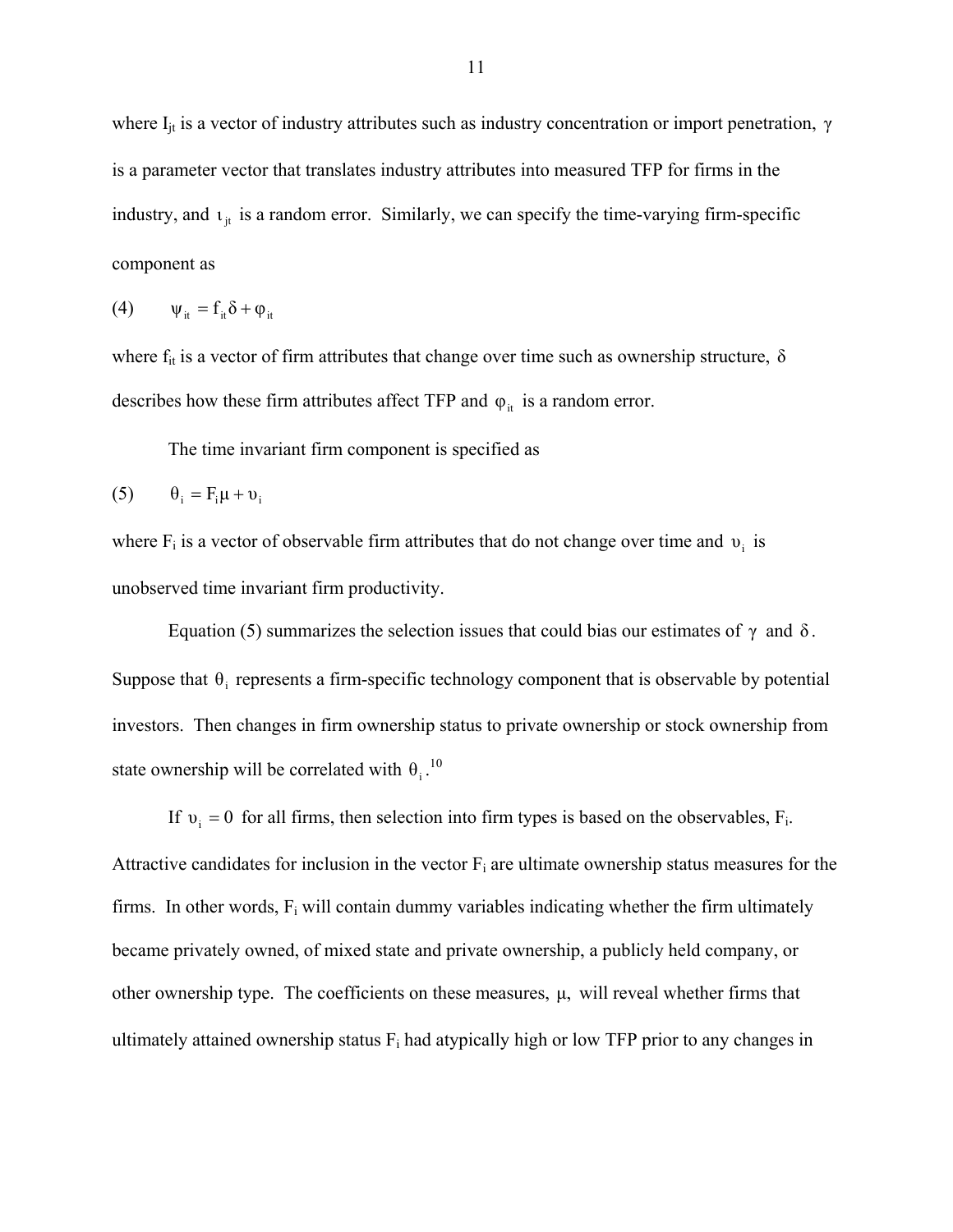where $I_{jt}$ is a vector of industry attributes such as industry concentration or import penetration, $\gamma$ is a parameter vector that translates industry attributes into measured TFP for firms in the industry, and $\iota_{jt}$ is a random error. Similarly, we can specify the time-varying firm-specific component as

$$(4) \qquad \psi_{it} = f_{it}\delta + \varphi_{it}$$

where $f_{it}$ is a vector of firm attributes that change over time such as ownership structure, $\delta$ describes how these firm attributes affect TFP and $\varphi_{it}$ is a random error.

The time invariant firm component is specified as

$$(5) \qquad \theta_i = F_i\mu + \upsilon_i$$

where $F_i$ is a vector of observable firm attributes that do not change over time and $\upsilon_i$ is unobserved time invariant firm productivity.

Equation (5) summarizes the selection issues that could bias our estimates of $\gamma$ and $\delta$. Suppose that $\theta_i$ represents a firm-specific technology component that is observable by potential investors. Then changes in firm ownership status to private ownership or stock ownership from state ownership will be correlated with $\theta_i$.[10]

If $\upsilon_i = 0$ for all firms, then selection into firm types is based on the observables, $F_i$. Attractive candidates for inclusion in the vector $F_i$ are ultimate ownership status measures for the firms. In other words, $F_i$ will contain dummy variables indicating whether the firm ultimately became privately owned, of mixed state and private ownership, a publicly held company, or other ownership type. The coefficients on these measures, $\mu$, will reveal whether firms that ultimately attained ownership status $F_i$ had atypically high or low TFP prior to any changes in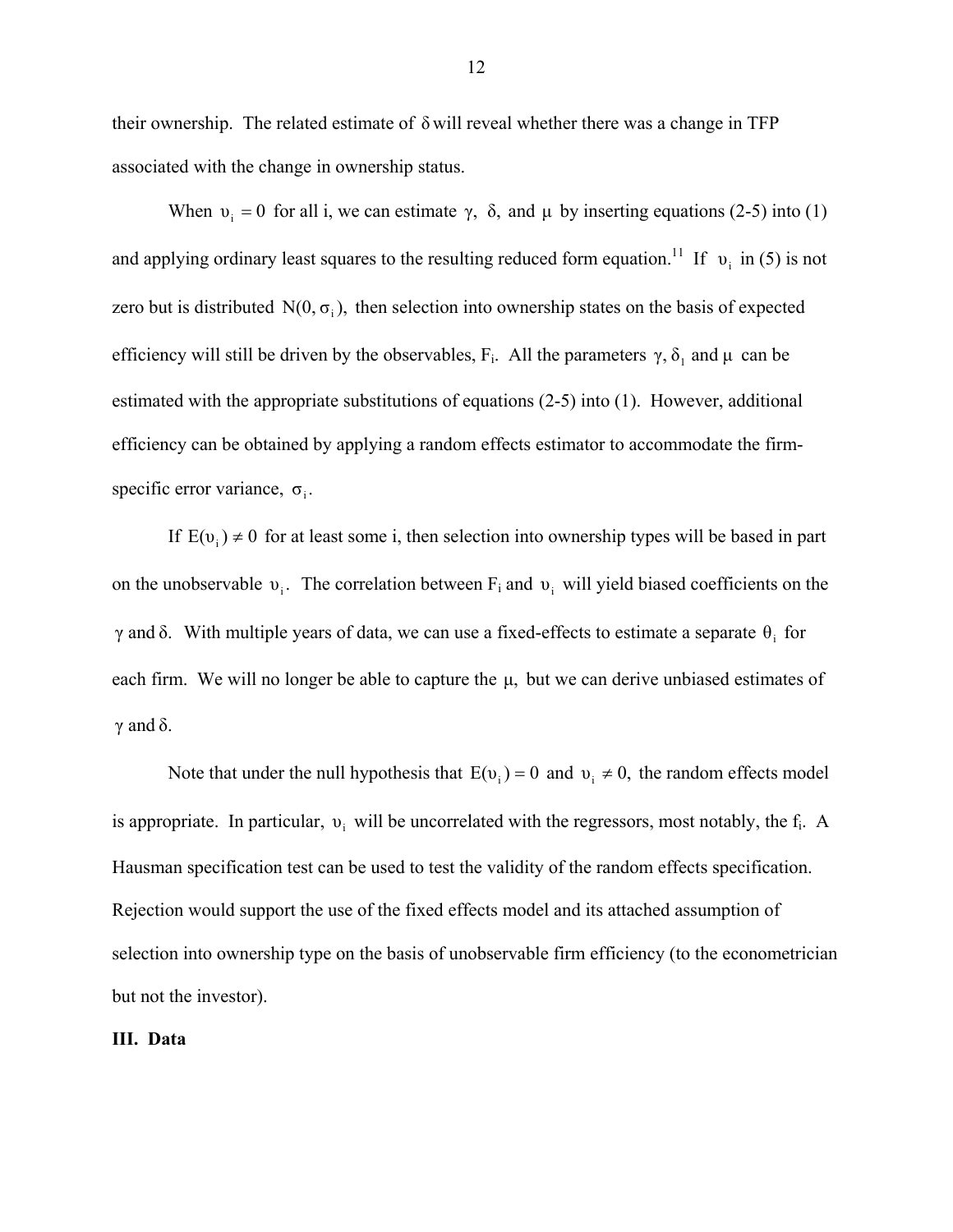their ownership. The related estimate of $\delta$ will reveal whether there was a change in TFP associated with the change in ownership status.

When $\upsilon_i = 0$ for all i, we can estimate $\gamma$, $\delta$, and $\mu$ by inserting equations (2-5) into (1) and applying ordinary least squares to the resulting reduced form equation.[11] If $\upsilon_i$ in (5) is not zero but is distributed $N(0, \sigma_i)$, then selection into ownership states on the basis of expected efficiency will still be driven by the observables, $F_i$. All the parameters $\gamma$, $\delta_1$ and $\mu$ can be estimated with the appropriate substitutions of equations (2-5) into (1). However, additional efficiency can be obtained by applying a random effects estimator to accommodate the firm-specific error variance, $\sigma_i$.

If $E(\upsilon_i) \neq 0$ for at least some i, then selection into ownership types will be based in part on the unobservable $\upsilon_i$. The correlation between $F_i$ and $\upsilon_i$ will yield biased coefficients on the $\gamma$ and $\delta$. With multiple years of data, we can use a fixed-effects to estimate a separate $\theta_i$ for each firm. We will no longer be able to capture the $\mu$, but we can derive unbiased estimates of $\gamma$ and $\delta$.

Note that under the null hypothesis that $E(\upsilon_i) = 0$ and $\upsilon_i \neq 0$, the random effects model is appropriate. In particular, $\upsilon_i$ will be uncorrelated with the regressors, most notably, the $f_i$. A Hausman specification test can be used to test the validity of the random effects specification. Rejection would support the use of the fixed effects model and its attached assumption of selection into ownership type on the basis of unobservable firm efficiency (to the econometrician but not the investor).

## III. Data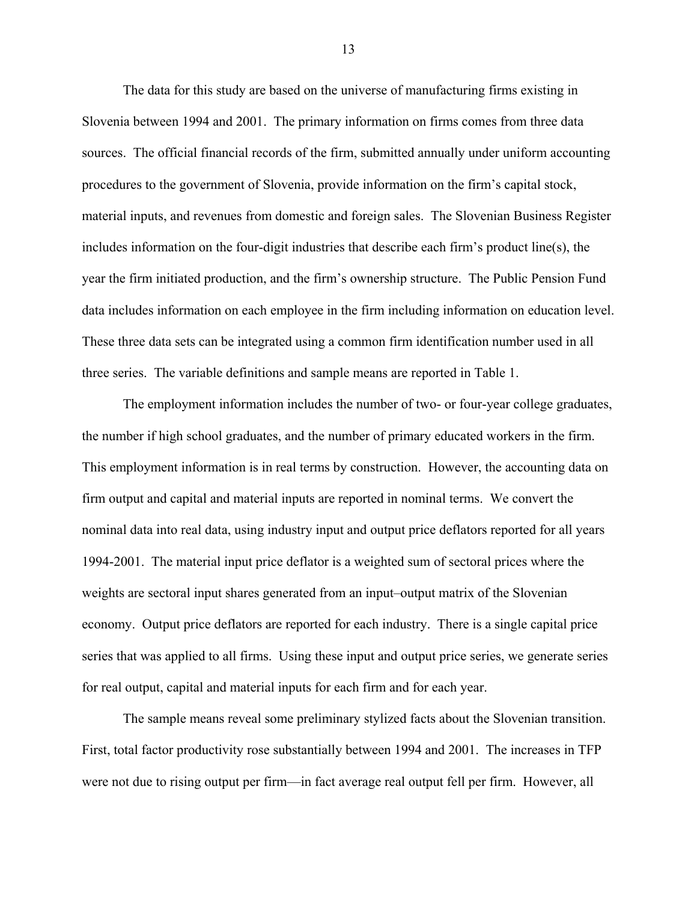The data for this study are based on the universe of manufacturing firms existing in Slovenia between 1994 and 2001. The primary information on firms comes from three data sources. The official financial records of the firm, submitted annually under uniform accounting procedures to the government of Slovenia, provide information on the firm's capital stock, material inputs, and revenues from domestic and foreign sales. The Slovenian Business Register includes information on the four-digit industries that describe each firm's product line(s), the year the firm initiated production, and the firm's ownership structure. The Public Pension Fund data includes information on each employee in the firm including information on education level. These three data sets can be integrated using a common firm identification number used in all three series. The variable definitions and sample means are reported in Table 1.

The employment information includes the number of two- or four-year college graduates, the number if high school graduates, and the number of primary educated workers in the firm. This employment information is in real terms by construction. However, the accounting data on firm output and capital and material inputs are reported in nominal terms. We convert the nominal data into real data, using industry input and output price deflators reported for all years 1994-2001. The material input price deflator is a weighted sum of sectoral prices where the weights are sectoral input shares generated from an input–output matrix of the Slovenian economy. Output price deflators are reported for each industry. There is a single capital price series that was applied to all firms. Using these input and output price series, we generate series for real output, capital and material inputs for each firm and for each year.

The sample means reveal some preliminary stylized facts about the Slovenian transition. First, total factor productivity rose substantially between 1994 and 2001. The increases in TFP were not due to rising output per firm—in fact average real output fell per firm. However, all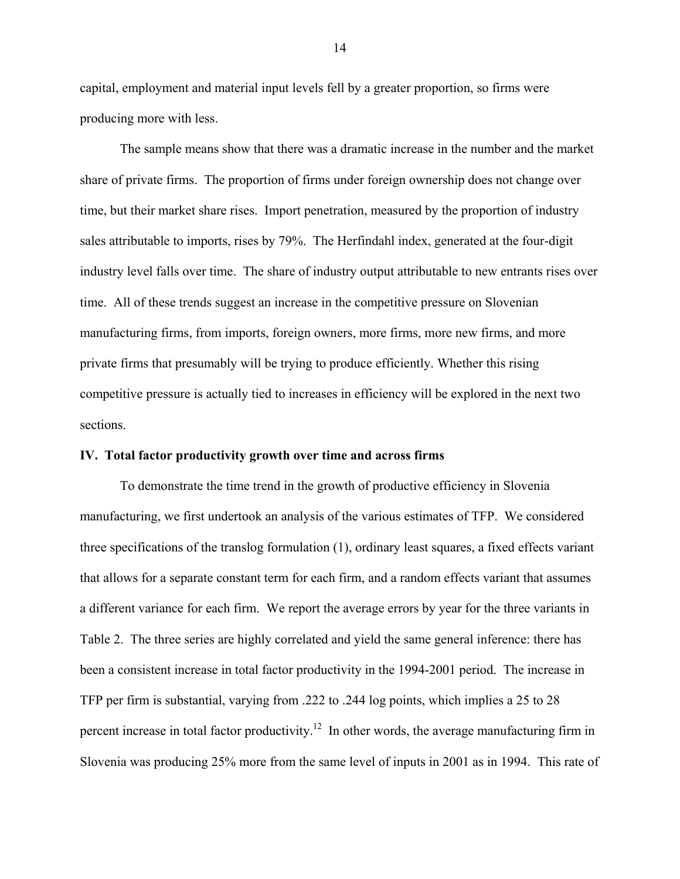capital, employment and material input levels fell by a greater proportion, so firms were producing more with less.

The sample means show that there was a dramatic increase in the number and the market share of private firms. The proportion of firms under foreign ownership does not change over time, but their market share rises. Import penetration, measured by the proportion of industry sales attributable to imports, rises by 79%. The Herfindahl index, generated at the four-digit industry level falls over time. The share of industry output attributable to new entrants rises over time. All of these trends suggest an increase in the competitive pressure on Slovenian manufacturing firms, from imports, foreign owners, more firms, more new firms, and more private firms that presumably will be trying to produce efficiently. Whether this rising competitive pressure is actually tied to increases in efficiency will be explored in the next two sections.

## IV. Total factor productivity growth over time and across firms

To demonstrate the time trend in the growth of productive efficiency in Slovenia manufacturing, we first undertook an analysis of the various estimates of TFP. We considered three specifications of the translog formulation (1), ordinary least squares, a fixed effects variant that allows for a separate constant term for each firm, and a random effects variant that assumes a different variance for each firm. We report the average errors by year for the three variants in Table 2. The three series are highly correlated and yield the same general inference: there has been a consistent increase in total factor productivity in the 1994-2001 period. The increase in TFP per firm is substantial, varying from .222 to .244 log points, which implies a 25 to 28 percent increase in total factor productivity.[12] In other words, the average manufacturing firm in Slovenia was producing 25% more from the same level of inputs in 2001 as in 1994. This rate of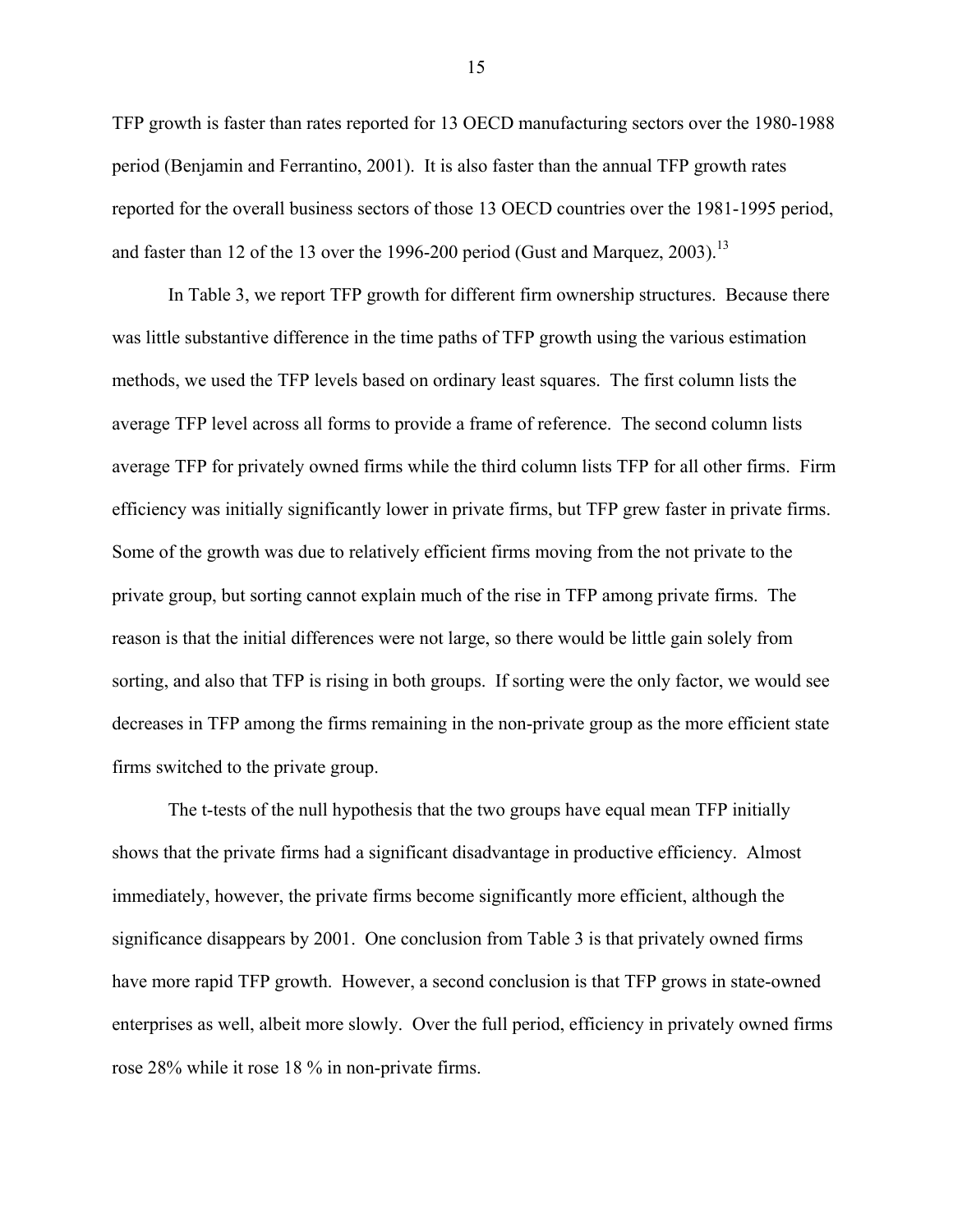TFP growth is faster than rates reported for 13 OECD manufacturing sectors over the 1980-1988 period (Benjamin and Ferrantino, 2001). It is also faster than the annual TFP growth rates reported for the overall business sectors of those 13 OECD countries over the 1981-1995 period, and faster than 12 of the 13 over the 1996-200 period (Gust and Marquez, 2003).[13]

In Table 3, we report TFP growth for different firm ownership structures. Because there was little substantive difference in the time paths of TFP growth using the various estimation methods, we used the TFP levels based on ordinary least squares. The first column lists the average TFP level across all forms to provide a frame of reference. The second column lists average TFP for privately owned firms while the third column lists TFP for all other firms. Firm efficiency was initially significantly lower in private firms, but TFP grew faster in private firms. Some of the growth was due to relatively efficient firms moving from the not private to the private group, but sorting cannot explain much of the rise in TFP among private firms. The reason is that the initial differences were not large, so there would be little gain solely from sorting, and also that TFP is rising in both groups. If sorting were the only factor, we would see decreases in TFP among the firms remaining in the non-private group as the more efficient state firms switched to the private group.

The t-tests of the null hypothesis that the two groups have equal mean TFP initially shows that the private firms had a significant disadvantage in productive efficiency. Almost immediately, however, the private firms become significantly more efficient, although the significance disappears by 2001. One conclusion from Table 3 is that privately owned firms have more rapid TFP growth. However, a second conclusion is that TFP grows in state-owned enterprises as well, albeit more slowly. Over the full period, efficiency in privately owned firms rose 28% while it rose 18 % in non-private firms.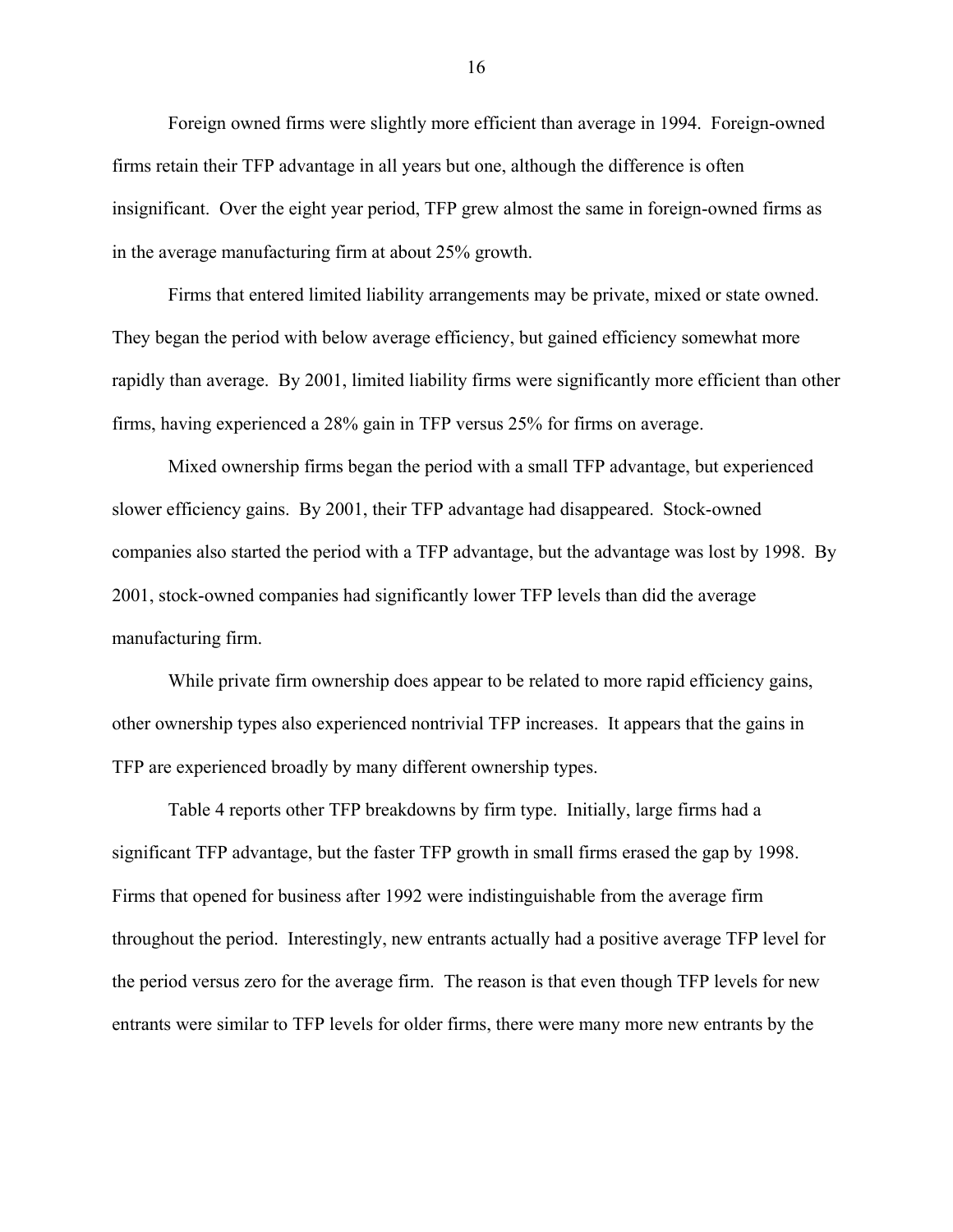Foreign owned firms were slightly more efficient than average in 1994. Foreign-owned firms retain their TFP advantage in all years but one, although the difference is often insignificant. Over the eight year period, TFP grew almost the same in foreign-owned firms as in the average manufacturing firm at about 25% growth.

Firms that entered limited liability arrangements may be private, mixed or state owned. They began the period with below average efficiency, but gained efficiency somewhat more rapidly than average. By 2001, limited liability firms were significantly more efficient than other firms, having experienced a 28% gain in TFP versus 25% for firms on average.

Mixed ownership firms began the period with a small TFP advantage, but experienced slower efficiency gains. By 2001, their TFP advantage had disappeared. Stock-owned companies also started the period with a TFP advantage, but the advantage was lost by 1998. By 2001, stock-owned companies had significantly lower TFP levels than did the average manufacturing firm.

While private firm ownership does appear to be related to more rapid efficiency gains, other ownership types also experienced nontrivial TFP increases. It appears that the gains in TFP are experienced broadly by many different ownership types.

Table 4 reports other TFP breakdowns by firm type. Initially, large firms had a significant TFP advantage, but the faster TFP growth in small firms erased the gap by 1998. Firms that opened for business after 1992 were indistinguishable from the average firm throughout the period. Interestingly, new entrants actually had a positive average TFP level for the period versus zero for the average firm. The reason is that even though TFP levels for new entrants were similar to TFP levels for older firms, there were many more new entrants by the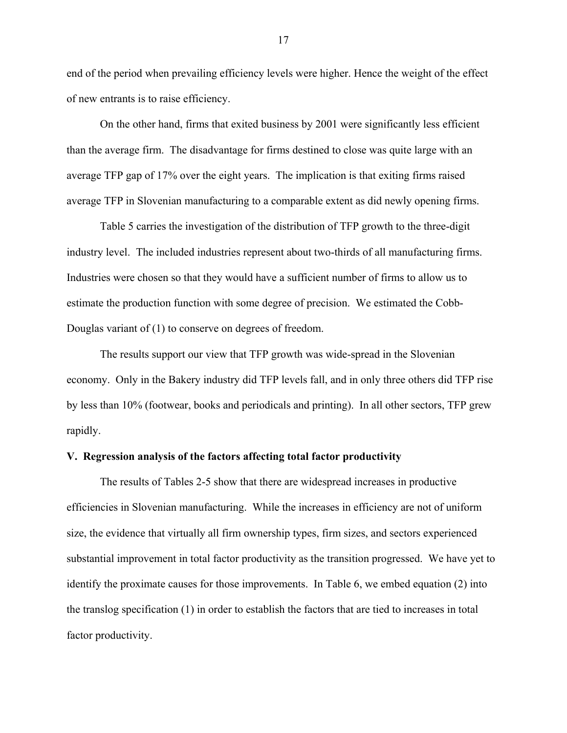end of the period when prevailing efficiency levels were higher. Hence the weight of the effect of new entrants is to raise efficiency.

On the other hand, firms that exited business by 2001 were significantly less efficient than the average firm. The disadvantage for firms destined to close was quite large with an average TFP gap of 17% over the eight years. The implication is that exiting firms raised average TFP in Slovenian manufacturing to a comparable extent as did newly opening firms.

Table 5 carries the investigation of the distribution of TFP growth to the three-digit industry level. The included industries represent about two-thirds of all manufacturing firms. Industries were chosen so that they would have a sufficient number of firms to allow us to estimate the production function with some degree of precision. We estimated the Cobb-Douglas variant of (1) to conserve on degrees of freedom.

The results support our view that TFP growth was wide-spread in the Slovenian economy. Only in the Bakery industry did TFP levels fall, and in only three others did TFP rise by less than 10% (footwear, books and periodicals and printing). In all other sectors, TFP grew rapidly.

## V. Regression analysis of the factors affecting total factor productivity

The results of Tables 2-5 show that there are widespread increases in productive efficiencies in Slovenian manufacturing. While the increases in efficiency are not of uniform size, the evidence that virtually all firm ownership types, firm sizes, and sectors experienced substantial improvement in total factor productivity as the transition progressed. We have yet to identify the proximate causes for those improvements. In Table 6, we embed equation (2) into the translog specification (1) in order to establish the factors that are tied to increases in total factor productivity.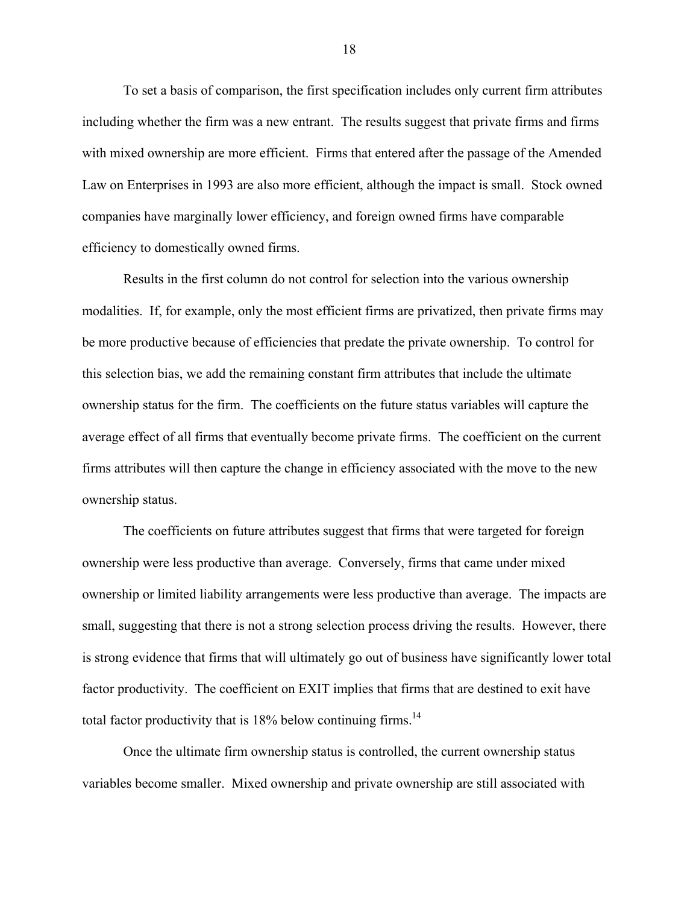To set a basis of comparison, the first specification includes only current firm attributes including whether the firm was a new entrant. The results suggest that private firms and firms with mixed ownership are more efficient. Firms that entered after the passage of the Amended Law on Enterprises in 1993 are also more efficient, although the impact is small. Stock owned companies have marginally lower efficiency, and foreign owned firms have comparable efficiency to domestically owned firms.

Results in the first column do not control for selection into the various ownership modalities. If, for example, only the most efficient firms are privatized, then private firms may be more productive because of efficiencies that predate the private ownership. To control for this selection bias, we add the remaining constant firm attributes that include the ultimate ownership status for the firm. The coefficients on the future status variables will capture the average effect of all firms that eventually become private firms. The coefficient on the current firms attributes will then capture the change in efficiency associated with the move to the new ownership status.

The coefficients on future attributes suggest that firms that were targeted for foreign ownership were less productive than average. Conversely, firms that came under mixed ownership or limited liability arrangements were less productive than average. The impacts are small, suggesting that there is not a strong selection process driving the results. However, there is strong evidence that firms that will ultimately go out of business have significantly lower total factor productivity. The coefficient on EXIT implies that firms that are destined to exit have total factor productivity that is 18% below continuing firms.[14]

Once the ultimate firm ownership status is controlled, the current ownership status variables become smaller. Mixed ownership and private ownership are still associated with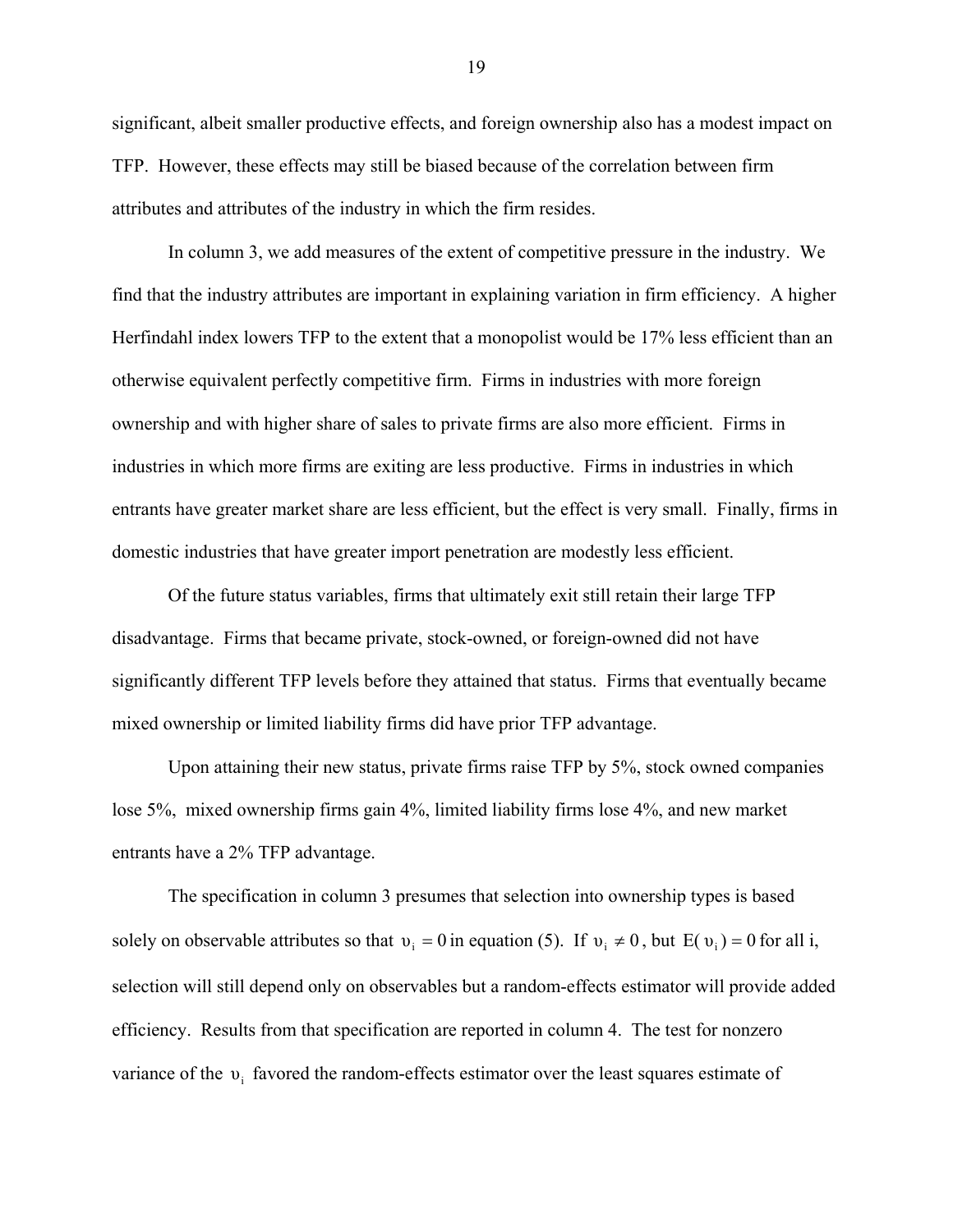significant, albeit smaller productive effects, and foreign ownership also has a modest impact on TFP. However, these effects may still be biased because of the correlation between firm attributes and attributes of the industry in which the firm resides.

In column 3, we add measures of the extent of competitive pressure in the industry. We find that the industry attributes are important in explaining variation in firm efficiency. A higher Herfindahl index lowers TFP to the extent that a monopolist would be 17% less efficient than an otherwise equivalent perfectly competitive firm. Firms in industries with more foreign ownership and with higher share of sales to private firms are also more efficient. Firms in industries in which more firms are exiting are less productive. Firms in industries in which entrants have greater market share are less efficient, but the effect is very small. Finally, firms in domestic industries that have greater import penetration are modestly less efficient.

Of the future status variables, firms that ultimately exit still retain their large TFP disadvantage. Firms that became private, stock-owned, or foreign-owned did not have significantly different TFP levels before they attained that status. Firms that eventually became mixed ownership or limited liability firms did have prior TFP advantage.

Upon attaining their new status, private firms raise TFP by 5%, stock owned companies lose 5%, mixed ownership firms gain 4%, limited liability firms lose 4%, and new market entrants have a 2% TFP advantage.

The specification in column 3 presumes that selection into ownership types is based solely on observable attributes so that $\upsilon_i = 0$ in equation (5). If $\upsilon_i \neq 0$, but $E(\upsilon_i) = 0$ for all i, selection will still depend only on observables but a random-effects estimator will provide added efficiency. Results from that specification are reported in column 4. The test for nonzero variance of the $\upsilon_i$ favored the random-effects estimator over the least squares estimate of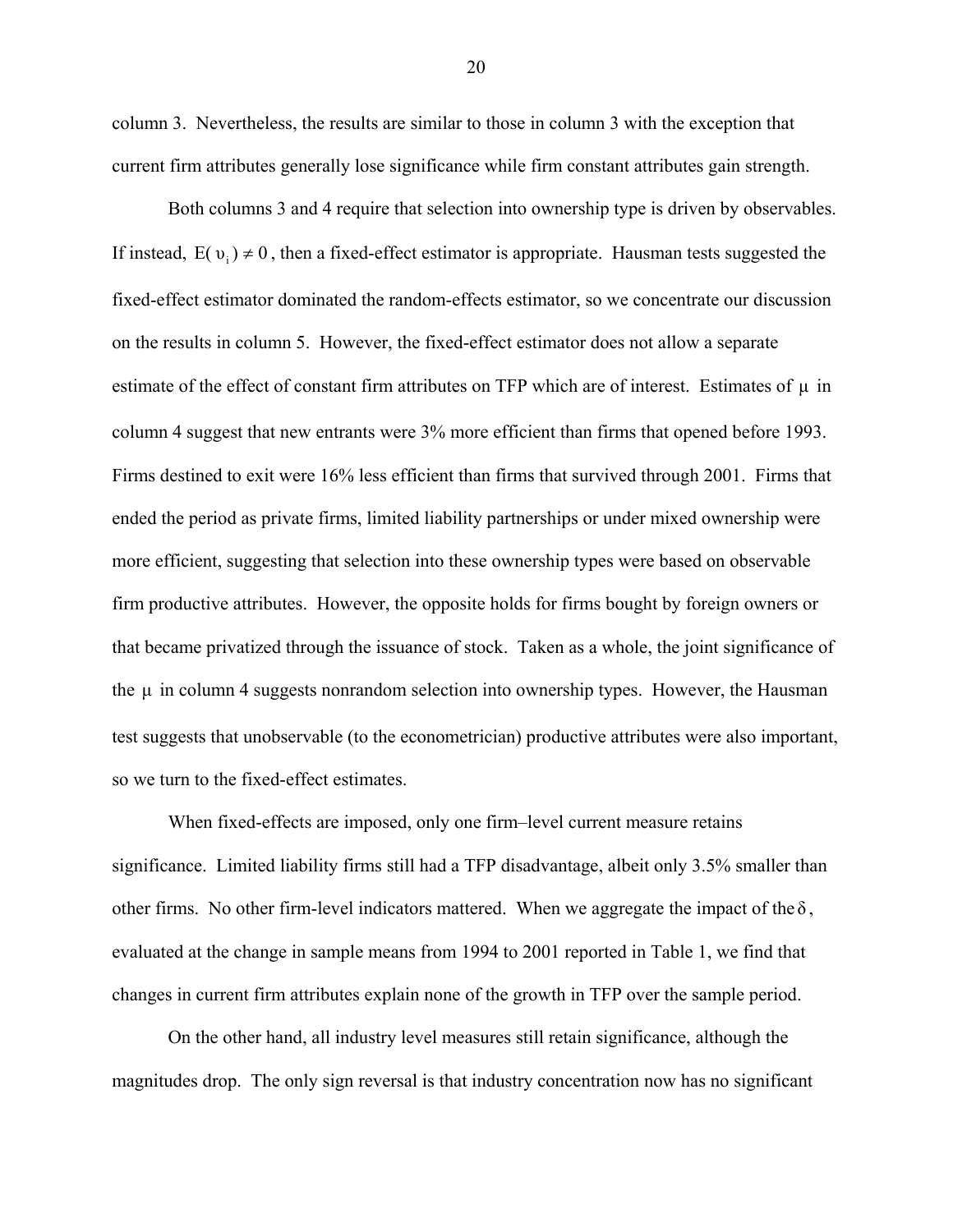column 3. Nevertheless, the results are similar to those in column 3 with the exception that current firm attributes generally lose significance while firm constant attributes gain strength.

Both columns 3 and 4 require that selection into ownership type is driven by observables. If instead, $E(\upsilon_i) \neq 0$, then a fixed-effect estimator is appropriate. Hausman tests suggested the fixed-effect estimator dominated the random-effects estimator, so we concentrate our discussion on the results in column 5. However, the fixed-effect estimator does not allow a separate estimate of the effect of constant firm attributes on TFP which are of interest. Estimates of $\mu$ in column 4 suggest that new entrants were 3% more efficient than firms that opened before 1993. Firms destined to exit were 16% less efficient than firms that survived through 2001. Firms that ended the period as private firms, limited liability partnerships or under mixed ownership were more efficient, suggesting that selection into these ownership types were based on observable firm productive attributes. However, the opposite holds for firms bought by foreign owners or that became privatized through the issuance of stock. Taken as a whole, the joint significance of the $\mu$ in column 4 suggests nonrandom selection into ownership types. However, the Hausman test suggests that unobservable (to the econometrician) productive attributes were also important, so we turn to the fixed-effect estimates.

When fixed-effects are imposed, only one firm–level current measure retains significance. Limited liability firms still had a TFP disadvantage, albeit only 3.5% smaller than other firms. No other firm-level indicators mattered. When we aggregate the impact of the $\delta$, evaluated at the change in sample means from 1994 to 2001 reported in Table 1, we find that changes in current firm attributes explain none of the growth in TFP over the sample period.

On the other hand, all industry level measures still retain significance, although the magnitudes drop. The only sign reversal is that industry concentration now has no significant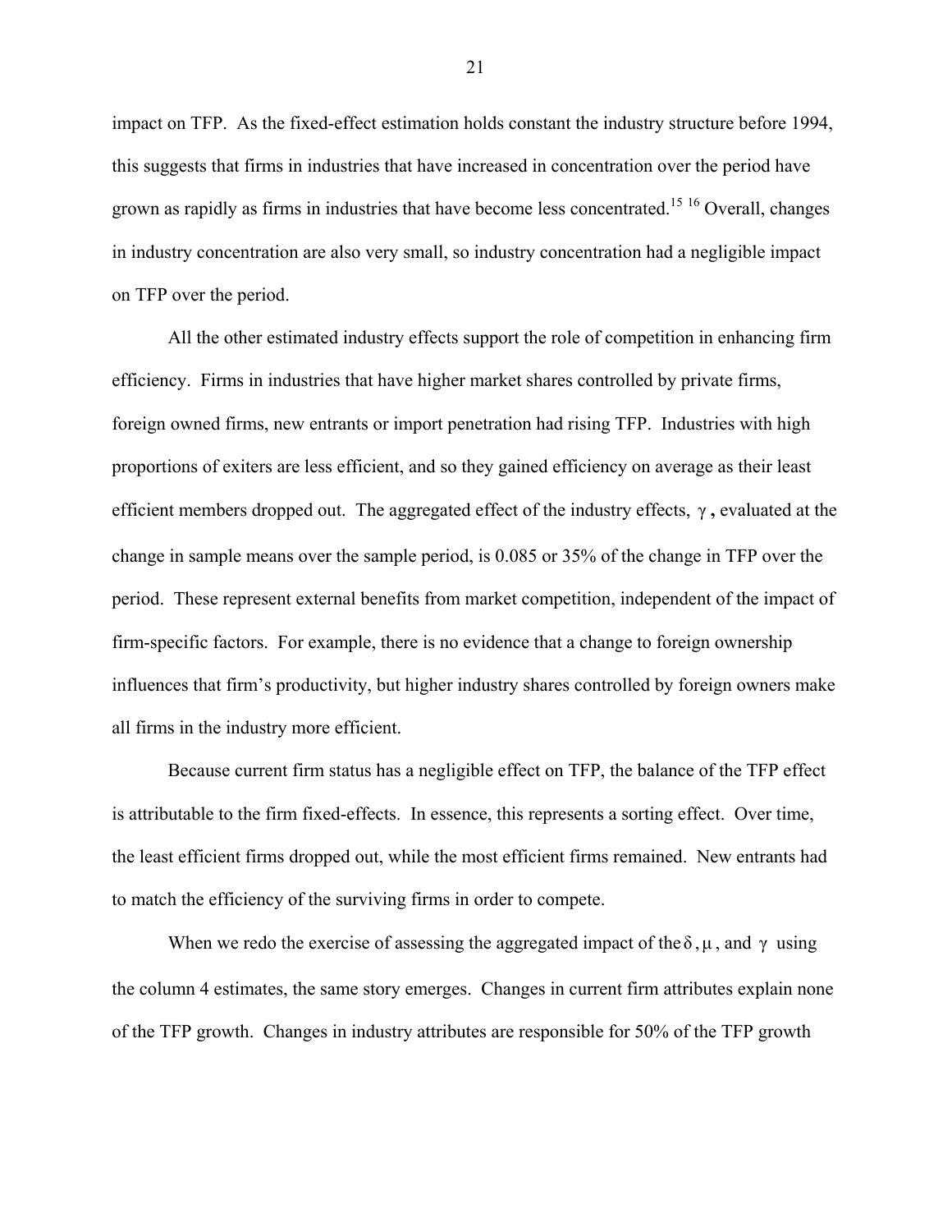impact on TFP. As the fixed-effect estimation holds constant the industry structure before 1994, this suggests that firms in industries that have increased in concentration over the period have grown as rapidly as firms in industries that have become less concentrated.[15] [16] Overall, changes in industry concentration are also very small, so industry concentration had a negligible impact on TFP over the period.

All the other estimated industry effects support the role of competition in enhancing firm efficiency. Firms in industries that have higher market shares controlled by private firms, foreign owned firms, new entrants or import penetration had rising TFP. Industries with high proportions of exiters are less efficient, and so they gained efficiency on average as their least efficient members dropped out. The aggregated effect of the industry effects, $\gamma$**,** evaluated at the change in sample means over the sample period, is 0.085 or 35% of the change in TFP over the period. These represent external benefits from market competition, independent of the impact of firm-specific factors. For example, there is no evidence that a change to foreign ownership influences that firm's productivity, but higher industry shares controlled by foreign owners make all firms in the industry more efficient.

Because current firm status has a negligible effect on TFP, the balance of the TFP effect is attributable to the firm fixed-effects. In essence, this represents a sorting effect. Over time, the least efficient firms dropped out, while the most efficient firms remained. New entrants had to match the efficiency of the surviving firms in order to compete.

When we redo the exercise of assessing the aggregated impact of the $\delta$, $\mu$, and $\gamma$ using the column 4 estimates, the same story emerges. Changes in current firm attributes explain none of the TFP growth. Changes in industry attributes are responsible for 50% of the TFP growth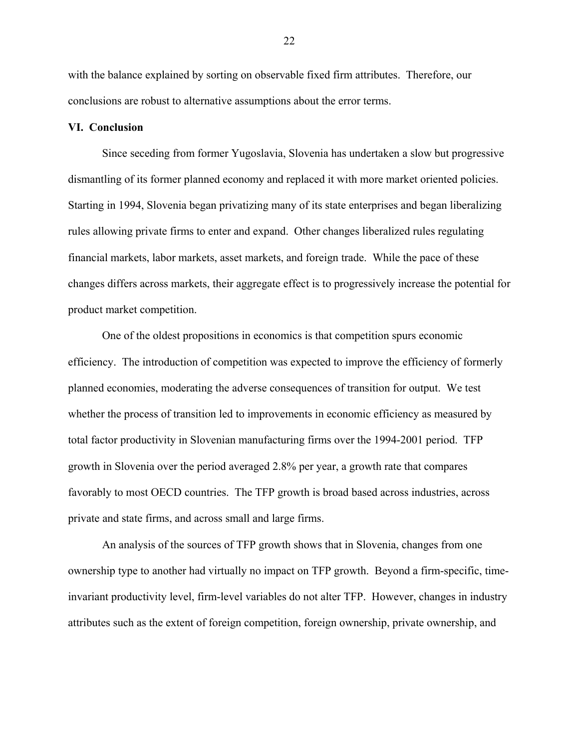with the balance explained by sorting on observable fixed firm attributes. Therefore, our conclusions are robust to alternative assumptions about the error terms.

## VI. Conclusion

Since seceding from former Yugoslavia, Slovenia has undertaken a slow but progressive dismantling of its former planned economy and replaced it with more market oriented policies. Starting in 1994, Slovenia began privatizing many of its state enterprises and began liberalizing rules allowing private firms to enter and expand. Other changes liberalized rules regulating financial markets, labor markets, asset markets, and foreign trade. While the pace of these changes differs across markets, their aggregate effect is to progressively increase the potential for product market competition.

One of the oldest propositions in economics is that competition spurs economic efficiency. The introduction of competition was expected to improve the efficiency of formerly planned economies, moderating the adverse consequences of transition for output. We test whether the process of transition led to improvements in economic efficiency as measured by total factor productivity in Slovenian manufacturing firms over the 1994-2001 period. TFP growth in Slovenia over the period averaged 2.8% per year, a growth rate that compares favorably to most OECD countries. The TFP growth is broad based across industries, across private and state firms, and across small and large firms.

An analysis of the sources of TFP growth shows that in Slovenia, changes from one ownership type to another had virtually no impact on TFP growth. Beyond a firm-specific, time-invariant productivity level, firm-level variables do not alter TFP. However, changes in industry attributes such as the extent of foreign competition, foreign ownership, private ownership, and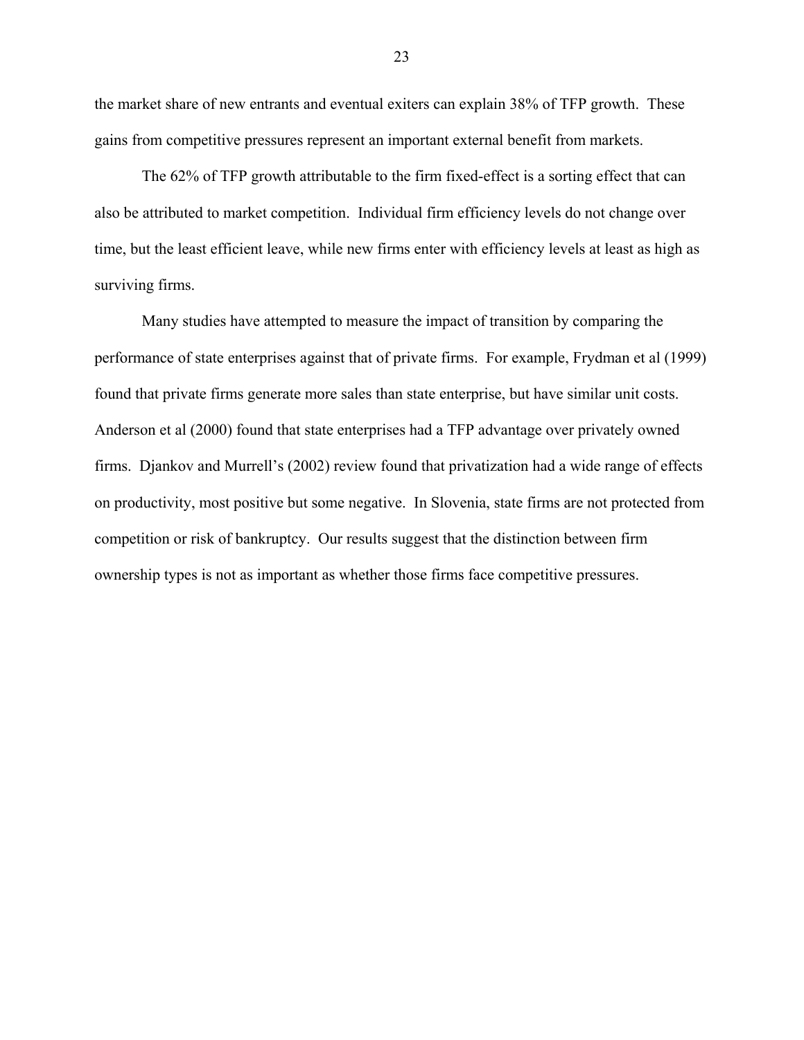the market share of new entrants and eventual exiters can explain 38% of TFP growth. These gains from competitive pressures represent an important external benefit from markets.

The 62% of TFP growth attributable to the firm fixed-effect is a sorting effect that can also be attributed to market competition. Individual firm efficiency levels do not change over time, but the least efficient leave, while new firms enter with efficiency levels at least as high as surviving firms.

Many studies have attempted to measure the impact of transition by comparing the performance of state enterprises against that of private firms. For example, Frydman et al (1999) found that private firms generate more sales than state enterprise, but have similar unit costs. Anderson et al (2000) found that state enterprises had a TFP advantage over privately owned firms. Djankov and Murrell's (2002) review found that privatization had a wide range of effects on productivity, most positive but some negative. In Slovenia, state firms are not protected from competition or risk of bankruptcy. Our results suggest that the distinction between firm ownership types is not as important as whether those firms face competitive pressures.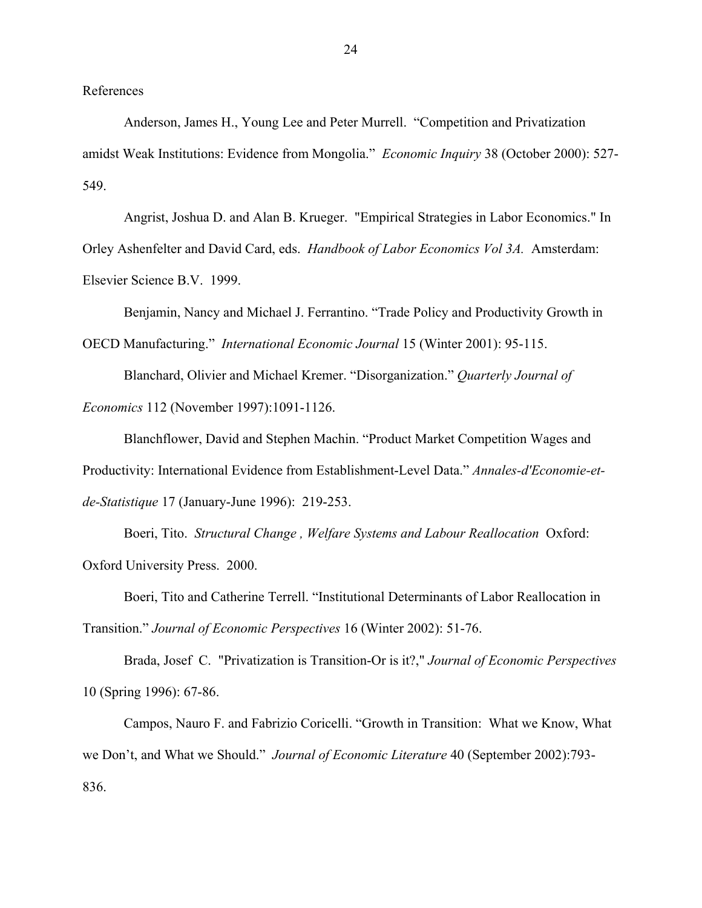References

Anderson, James H., Young Lee and Peter Murrell. "Competition and Privatization amidst Weak Institutions: Evidence from Mongolia." *Economic Inquiry* 38 (October 2000): 527-549.

Angrist, Joshua D. and Alan B. Krueger. "Empirical Strategies in Labor Economics." In Orley Ashenfelter and David Card, eds. *Handbook of Labor Economics Vol 3A.* Amsterdam: Elsevier Science B.V. 1999.

Benjamin, Nancy and Michael J. Ferrantino. "Trade Policy and Productivity Growth in OECD Manufacturing." *International Economic Journal* 15 (Winter 2001): 95-115.

Blanchard, Olivier and Michael Kremer. "Disorganization." *Quarterly Journal of Economics* 112 (November 1997):1091-1126.

Blanchflower, David and Stephen Machin. "Product Market Competition Wages and Productivity: International Evidence from Establishment-Level Data." *Annales-d'Economie-et-de-Statistique* 17 (January-June 1996): 219-253.

Boeri, Tito. *Structural Change , Welfare Systems and Labour Reallocation* Oxford: Oxford University Press. 2000.

Boeri, Tito and Catherine Terrell. "Institutional Determinants of Labor Reallocation in Transition." *Journal of Economic Perspectives* 16 (Winter 2002): 51-76.

Brada, Josef C. "Privatization is Transition-Or is it?," *Journal of Economic Perspectives* 10 (Spring 1996): 67-86.

Campos, Nauro F. and Fabrizio Coricelli. "Growth in Transition: What we Know, What we Don't, and What we Should." *Journal of Economic Literature* 40 (September 2002):793-836.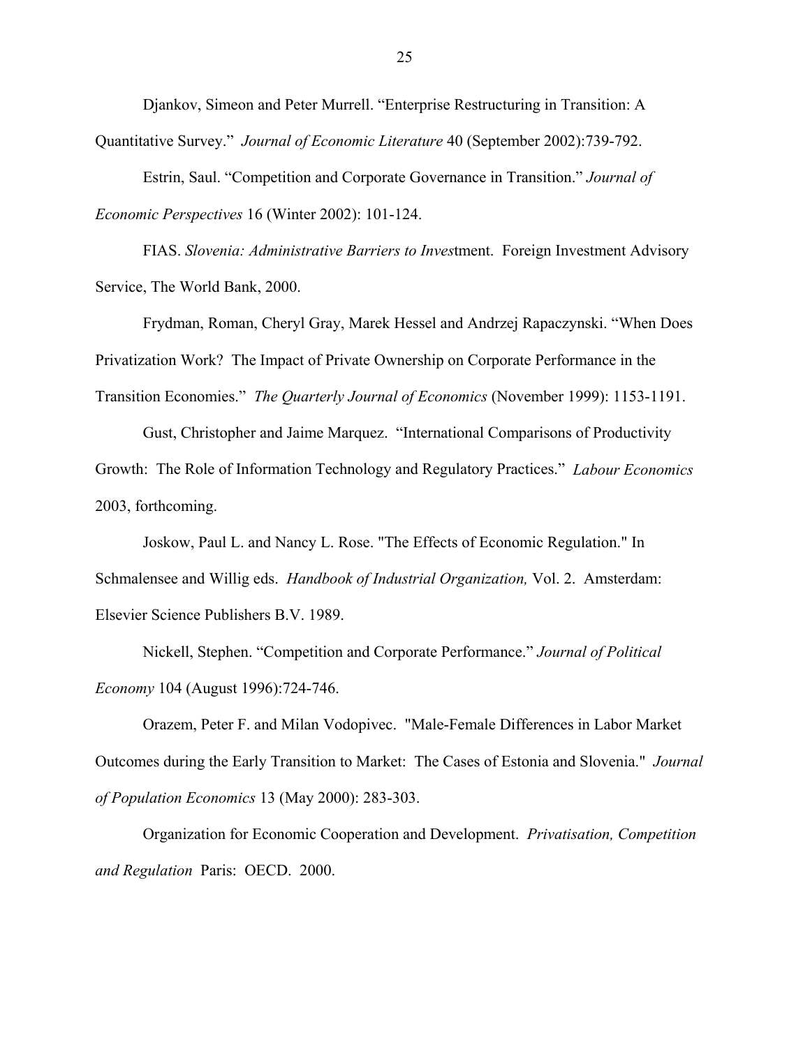Djankov, Simeon and Peter Murrell. "Enterprise Restructuring in Transition: A Quantitative Survey." *Journal of Economic Literature* 40 (September 2002):739-792.

Estrin, Saul. "Competition and Corporate Governance in Transition." *Journal of Economic Perspectives* 16 (Winter 2002): 101-124.

FIAS. *Slovenia: Administrative Barriers to Inves*tment. Foreign Investment Advisory Service, The World Bank, 2000.

Frydman, Roman, Cheryl Gray, Marek Hessel and Andrzej Rapaczynski. "When Does Privatization Work? The Impact of Private Ownership on Corporate Performance in the Transition Economies." *The Quarterly Journal of Economics* (November 1999): 1153-1191.

Gust, Christopher and Jaime Marquez. "International Comparisons of Productivity Growth: The Role of Information Technology and Regulatory Practices." *Labour Economics* 2003, forthcoming.

Joskow, Paul L. and Nancy L. Rose. "The Effects of Economic Regulation." In Schmalensee and Willig eds. *Handbook of Industrial Organization,* Vol. 2. Amsterdam: Elsevier Science Publishers B.V. 1989.

Nickell, Stephen. "Competition and Corporate Performance." *Journal of Political Economy* 104 (August 1996):724-746.

Orazem, Peter F. and Milan Vodopivec. "Male-Female Differences in Labor Market Outcomes during the Early Transition to Market: The Cases of Estonia and Slovenia." *Journal of Population Economics* 13 (May 2000): 283-303.

Organization for Economic Cooperation and Development. *Privatisation, Competition and Regulation* Paris: OECD. 2000.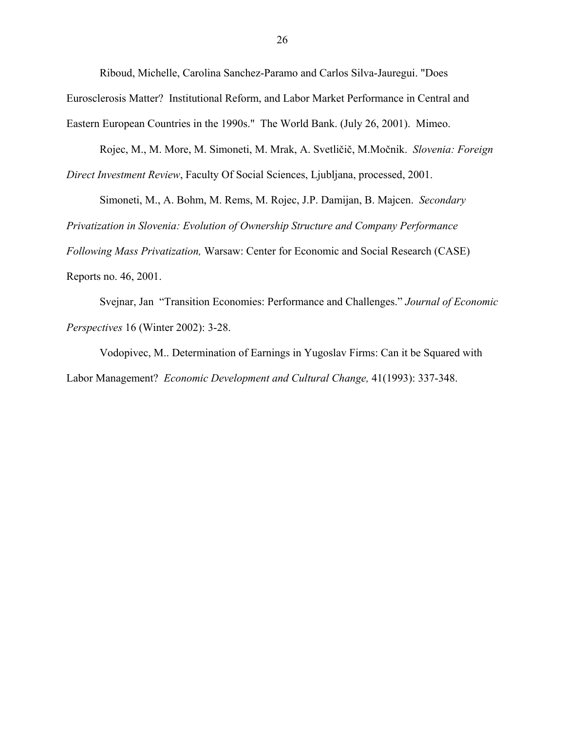Riboud, Michelle, Carolina Sanchez-Paramo and Carlos Silva-Jauregui. "Does Eurosclerosis Matter? Institutional Reform, and Labor Market Performance in Central and Eastern European Countries in the 1990s." The World Bank. (July 26, 2001). Mimeo.

Rojec, M., M. More, M. Simoneti, M. Mrak, A. Svetličič, M.Močnik. *Slovenia: Foreign Direct Investment Review*, Faculty Of Social Sciences, Ljubljana, processed, 2001.

Simoneti, M., A. Bohm, M. Rems, M. Rojec, J.P. Damijan, B. Majcen. *Secondary Privatization in Slovenia: Evolution of Ownership Structure and Company Performance Following Mass Privatization,* Warsaw: Center for Economic and Social Research (CASE) Reports no. 46, 2001.

Svejnar, Jan "Transition Economies: Performance and Challenges." *Journal of Economic Perspectives* 16 (Winter 2002): 3-28.

Vodopivec, M.. Determination of Earnings in Yugoslav Firms: Can it be Squared with Labor Management? *Economic Development and Cultural Change,* 41(1993): 337-348.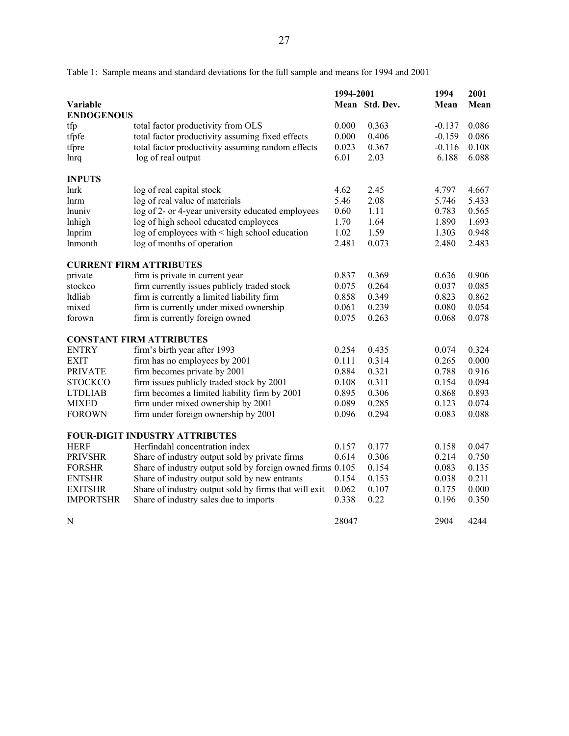Table 1: Sample means and standard deviations for the full sample and means for 1994 and 2001

| Variable | | 1994-2001 | | 1994 | 2001 |
|---|---|---|---|---|---|
| | | Mean | Std. Dev. | Mean | Mean |
| **ENDOGENOUS** | | | | | |
| tfp | total factor productivity from OLS | 0.000 | 0.363 | -0.137 | 0.086 |
| tfpfe | total factor productivity assuming fixed effects | 0.000 | 0.406 | -0.159 | 0.086 |
| tfpre | total factor productivity assuming random effects | 0.023 | 0.367 | -0.116 | 0.108 |
| lnrq | log of real output | 6.01 | 2.03 | 6.188 | 6.088 |
| **INPUTS** | | | | | |
| lnrk | log of real capital stock | 4.62 | 2.45 | 4.797 | 4.667 |
| lnrm | log of real value of materials | 5.46 | 2.08 | 5.746 | 5.433 |
| lnuniv | log of 2- or 4-year university educated employees | 0.60 | 1.11 | 0.783 | 0.565 |
| lnhigh | log of high school educated employees | 1.70 | 1.64 | 1.890 | 1.693 |
| lnprim | log of employees with < high school education | 1.02 | 1.59 | 1.303 | 0.948 |
| lnmonth | log of months of operation | 2.481 | 0.073 | 2.480 | 2.483 |
| **CURRENT FIRM ATTRIBUTES** | | | | | |
| private | firm is private in current year | 0.837 | 0.369 | 0.636 | 0.906 |
| stockco | firm currently issues publicly traded stock | 0.075 | 0.264 | 0.037 | 0.085 |
| ltdliab | firm is currently a limited liability firm | 0.858 | 0.349 | 0.823 | 0.862 |
| mixed | firm is currently under mixed ownership | 0.061 | 0.239 | 0.080 | 0.054 |
| forown | firm is currently foreign owned | 0.075 | 0.263 | 0.068 | 0.078 |
| **CONSTANT FIRM ATTRIBUTES** | | | | | |
| ENTRY | firm's birth year after 1993 | 0.254 | 0.435 | 0.074 | 0.324 |
| EXIT | firm has no employees by 2001 | 0.111 | 0.314 | 0.265 | 0.000 |
| PRIVATE | firm becomes private by 2001 | 0.884 | 0.321 | 0.788 | 0.916 |
| STOCKCO | firm issues publicly traded stock by 2001 | 0.108 | 0.311 | 0.154 | 0.094 |
| LTDLIAB | firm becomes a limited liability firm by 2001 | 0.895 | 0.306 | 0.868 | 0.893 |
| MIXED | firm under mixed ownership by 2001 | 0.089 | 0.285 | 0.123 | 0.074 |
| FOROWN | firm under foreign ownership by 2001 | 0.096 | 0.294 | 0.083 | 0.088 |
| **FOUR-DIGIT INDUSTRY ATTRIBUTES** | | | | | |
| HERF | Herfindahl concentration index | 0.157 | 0.177 | 0.158 | 0.047 |
| PRIVSHR | Share of industry output sold by private firms | 0.614 | 0.306 | 0.214 | 0.750 |
| FORSHR | Share of industry output sold by foreign owned firms | 0.105 | 0.154 | 0.083 | 0.135 |
| ENTSHR | Share of industry output sold by new entrants | 0.154 | 0.153 | 0.038 | 0.211 |
| EXITSHR | Share of industry output sold by firms that will exit | 0.062 | 0.107 | 0.175 | 0.000 |
| IMPORTSHR | Share of industry sales due to imports | 0.338 | 0.22 | 0.196 | 0.350 |
| N | | 28047 | | 2904 | 4244 |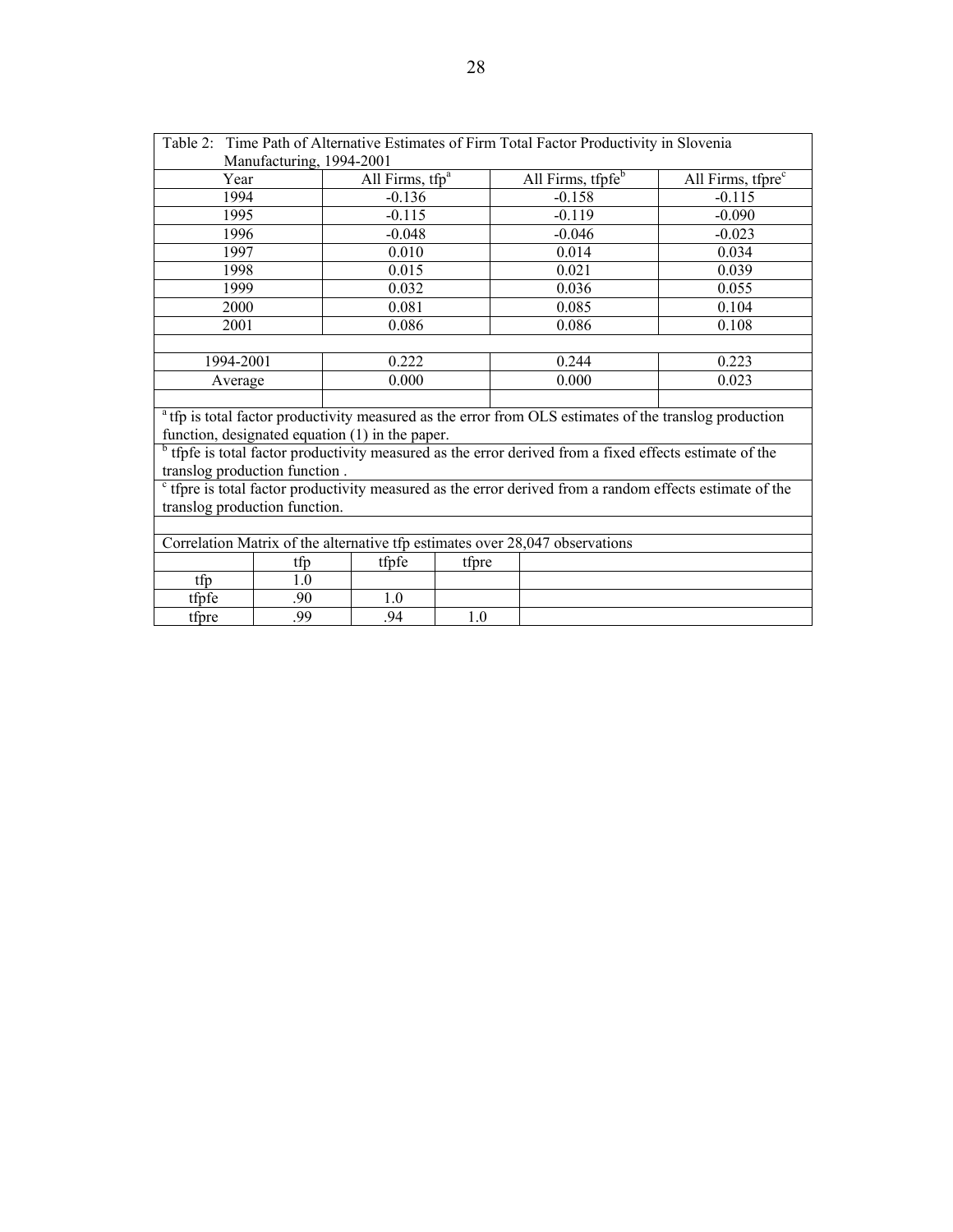Table 2: Time Path of Alternative Estimates of Firm Total Factor Productivity in Slovenia Manufacturing, 1994-2001

| Year | All Firms, tfp[a] | All Firms, tfpfe[b] | All Firms, tfpre[c] |
|---|---|---|---|
| 1994 | -0.136 | -0.158 | -0.115 |
| 1995 | -0.115 | -0.119 | -0.090 |
| 1996 | -0.048 | -0.046 | -0.023 |
| 1997 | 0.010 | 0.014 | 0.034 |
| 1998 | 0.015 | 0.021 | 0.039 |
| 1999 | 0.032 | 0.036 | 0.055 |
| 2000 | 0.081 | 0.085 | 0.104 |
| 2001 | 0.086 | 0.086 | 0.108 |
| | | | |
| 1994-2001 | 0.222 | 0.244 | 0.223 |
| Average | 0.000 | 0.000 | 0.023 |

[a] tfp is total factor productivity measured as the error from OLS estimates of the translog production function, designated equation (1) in the paper.

[b] tfpfe is total factor productivity measured as the error derived from a fixed effects estimate of the translog production function .

[c] tfpre is total factor productivity measured as the error derived from a random effects estimate of the translog production function.

Correlation Matrix of the alternative tfp estimates over 28,047 observations

| | tfp | tfpfe | tfpre |
|---|---|---|---|
| tfp | 1.0 | | |
| tfpfe | .90 | 1.0 | |
| tfpre | .99 | .94 | 1.0 |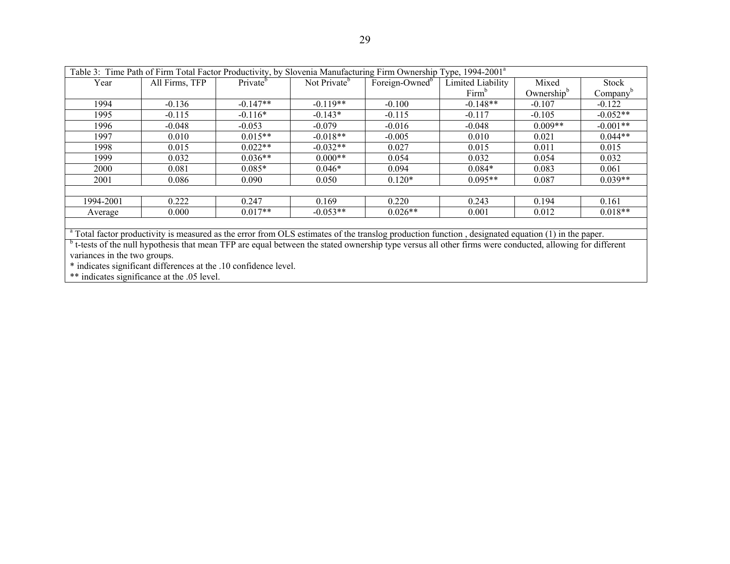Table 3: Time Path of Firm Total Factor Productivity, by Slovenia Manufacturing Firm Ownership Type, 1994-2001[a]

| Year | All Firms, TFP | Private[b] | Not Private[b] | Foreign-Owned[b] | Limited Liability Firm[b] | Mixed Ownership[b] | Stock Company[b] |
|---|---|---|---|---|---|---|---|
| 1994 | -0.136 | -0.147** | -0.119** | -0.100 | -0.148** | -0.107 | -0.122 |
| 1995 | -0.115 | -0.116* | -0.143* | -0.115 | -0.117 | -0.105 | -0.052** |
| 1996 | -0.048 | -0.053 | -0.079 | -0.016 | -0.048 | 0.009** | -0.001** |
| 1997 | 0.010 | 0.015** | -0.018** | -0.005 | 0.010 | 0.021 | 0.044** |
| 1998 | 0.015 | 0.022** | -0.032** | 0.027 | 0.015 | 0.011 | 0.015 |
| 1999 | 0.032 | 0.036** | 0.000** | 0.054 | 0.032 | 0.054 | 0.032 |
| 2000 | 0.081 | 0.085* | 0.046* | 0.094 | 0.084* | 0.083 | 0.061 |
| 2001 | 0.086 | 0.090 | 0.050 | 0.120* | 0.095** | 0.087 | 0.039** |
| | | | | | | | |
| 1994-2001 | 0.222 | 0.247 | 0.169 | 0.220 | 0.243 | 0.194 | 0.161 |
| Average | 0.000 | 0.017** | -0.053** | 0.026** | 0.001 | 0.012 | 0.018** |

[a] Total factor productivity is measured as the error from OLS estimates of the translog production function , designated equation (1) in the paper.

[b] t-tests of the null hypothesis that mean TFP are equal between the stated ownership type versus all other firms were conducted, allowing for different variances in the two groups.

* indicates significant differences at the .10 confidence level.

** indicates significance at the .05 level.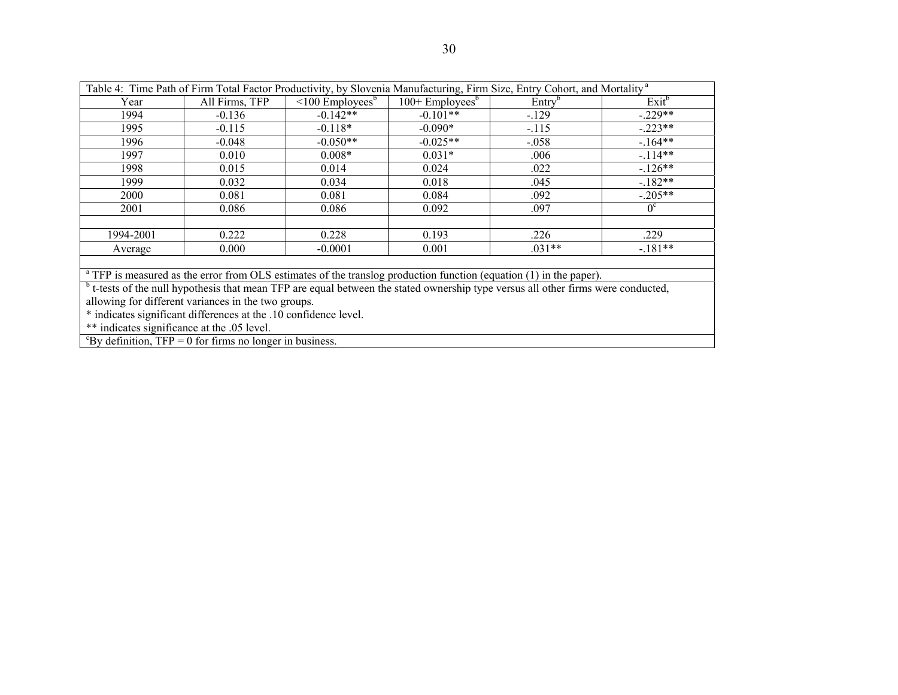Table 4: Time Path of Firm Total Factor Productivity, by Slovenia Manufacturing, Firm Size, Entry Cohort, and Mortality [a]

| Year | All Firms, TFP | <100 Employees[b] | 100+ Employees[b] | Entry[b] | Exit[b] |
|---|---|---|---|---|---|
| 1994 | -0.136 | -0.142** | -0.101** | -.129 | -.229** |
| 1995 | -0.115 | -0.118* | -0.090* | -.115 | -.223** |
| 1996 | -0.048 | -0.050** | -0.025** | -.058 | -.164** |
| 1997 | 0.010 | 0.008* | 0.031* | .006 | -.114** |
| 1998 | 0.015 | 0.014 | 0.024 | .022 | -.126** |
| 1999 | 0.032 | 0.034 | 0.018 | .045 | -.182** |
| 2000 | 0.081 | 0.081 | 0.084 | .092 | -.205** |
| 2001 | 0.086 | 0.086 | 0.092 | .097 | 0[c] |
| | | | | | |
| 1994-2001 | 0.222 | 0.228 | 0.193 | .226 | .229 |
| Average | 0.000 | -0.0001 | 0.001 | .031** | -.181** |

[a] TFP is measured as the error from OLS estimates of the translog production function (equation (1) in the paper).

[b] t-tests of the null hypothesis that mean TFP are equal between the stated ownership type versus all other firms were conducted, allowing for different variances in the two groups.

* indicates significant differences at the .10 confidence level.

** indicates significance at the .05 level.

[c] By definition, TFP = 0 for firms no longer in business.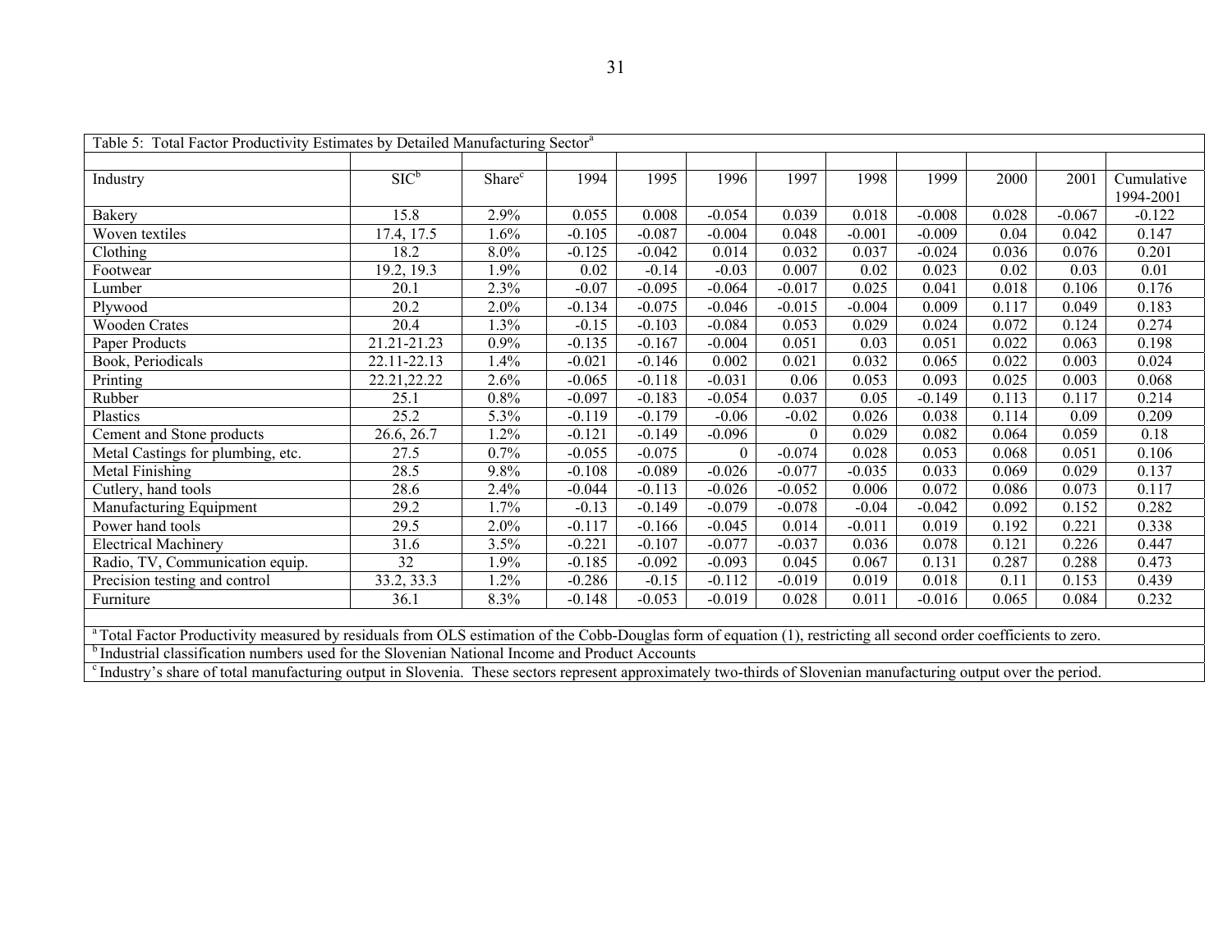Table 5: Total Factor Productivity Estimates by Detailed Manufacturing Sector[a]

| Industry | SIC[b] | Share[c] | 1994 | 1995 | 1996 | 1997 | 1998 | 1999 | 2000 | 2001 | Cumulative 1994-2001 |
|---|---|---|---|---|---|---|---|---|---|---|---|
| Bakery | 15.8 | 2.9% | 0.055 | 0.008 | -0.054 | 0.039 | 0.018 | -0.008 | 0.028 | -0.067 | -0.122 |
| Woven textiles | 17.4, 17.5 | 1.6% | -0.105 | -0.087 | -0.004 | 0.048 | -0.001 | -0.009 | 0.04 | 0.042 | 0.147 |
| Clothing | 18.2 | 8.0% | -0.125 | -0.042 | 0.014 | 0.032 | 0.037 | -0.024 | 0.036 | 0.076 | 0.201 |
| Footwear | 19.2, 19.3 | 1.9% | 0.02 | -0.14 | -0.03 | 0.007 | 0.02 | 0.023 | 0.02 | 0.03 | 0.01 |
| Lumber | 20.1 | 2.3% | -0.07 | -0.095 | -0.064 | -0.017 | 0.025 | 0.041 | 0.018 | 0.106 | 0.176 |
| Plywood | 20.2 | 2.0% | -0.134 | -0.075 | -0.046 | -0.015 | -0.004 | 0.009 | 0.117 | 0.049 | 0.183 |
| Wooden Crates | 20.4 | 1.3% | -0.15 | -0.103 | -0.084 | 0.053 | 0.029 | 0.024 | 0.072 | 0.124 | 0.274 |
| Paper Products | 21.21-21.23 | 0.9% | -0.135 | -0.167 | -0.004 | 0.051 | 0.03 | 0.051 | 0.022 | 0.063 | 0.198 |
| Book, Periodicals | 22.11-22.13 | 1.4% | -0.021 | -0.146 | 0.002 | 0.021 | 0.032 | 0.065 | 0.022 | 0.003 | 0.024 |
| Printing | 22.21,22.22 | 2.6% | -0.065 | -0.118 | -0.031 | 0.06 | 0.053 | 0.093 | 0.025 | 0.003 | 0.068 |
| Rubber | 25.1 | 0.8% | -0.097 | -0.183 | -0.054 | 0.037 | 0.05 | -0.149 | 0.113 | 0.117 | 0.214 |
| Plastics | 25.2 | 5.3% | -0.119 | -0.179 | -0.06 | -0.02 | 0.026 | 0.038 | 0.114 | 0.09 | 0.209 |
| Cement and Stone products | 26.6, 26.7 | 1.2% | -0.121 | -0.149 | -0.096 | 0 | 0.029 | 0.082 | 0.064 | 0.059 | 0.18 |
| Metal Castings for plumbing, etc. | 27.5 | 0.7% | -0.055 | -0.075 | 0 | -0.074 | 0.028 | 0.053 | 0.068 | 0.051 | 0.106 |
| Metal Finishing | 28.5 | 9.8% | -0.108 | -0.089 | -0.026 | -0.077 | -0.035 | 0.033 | 0.069 | 0.029 | 0.137 |
| Cutlery, hand tools | 28.6 | 2.4% | -0.044 | -0.113 | -0.026 | -0.052 | 0.006 | 0.072 | 0.086 | 0.073 | 0.117 |
| Manufacturing Equipment | 29.2 | 1.7% | -0.13 | -0.149 | -0.079 | -0.078 | -0.04 | -0.042 | 0.092 | 0.152 | 0.282 |
| Power hand tools | 29.5 | 2.0% | -0.117 | -0.166 | -0.045 | 0.014 | -0.011 | 0.019 | 0.192 | 0.221 | 0.338 |
| Electrical Machinery | 31.6 | 3.5% | -0.221 | -0.107 | -0.077 | -0.037 | 0.036 | 0.078 | 0.121 | 0.226 | 0.447 |
| Radio, TV, Communication equip. | 32 | 1.9% | -0.185 | -0.092 | -0.093 | 0.045 | 0.067 | 0.131 | 0.287 | 0.288 | 0.473 |
| Precision testing and control | 33.2, 33.3 | 1.2% | -0.286 | -0.15 | -0.112 | -0.019 | 0.019 | 0.018 | 0.11 | 0.153 | 0.439 |
| Furniture | 36.1 | 8.3% | -0.148 | -0.053 | -0.019 | 0.028 | 0.011 | -0.016 | 0.065 | 0.084 | 0.232 |

[a] Total Factor Productivity measured by residuals from OLS estimation of the Cobb-Douglas form of equation (1), restricting all second order coefficients to zero.

[b] Industrial classification numbers used for the Slovenian National Income and Product Accounts

[c] Industry's share of total manufacturing output in Slovenia. These sectors represent approximately two-thirds of Slovenian manufacturing output over the period.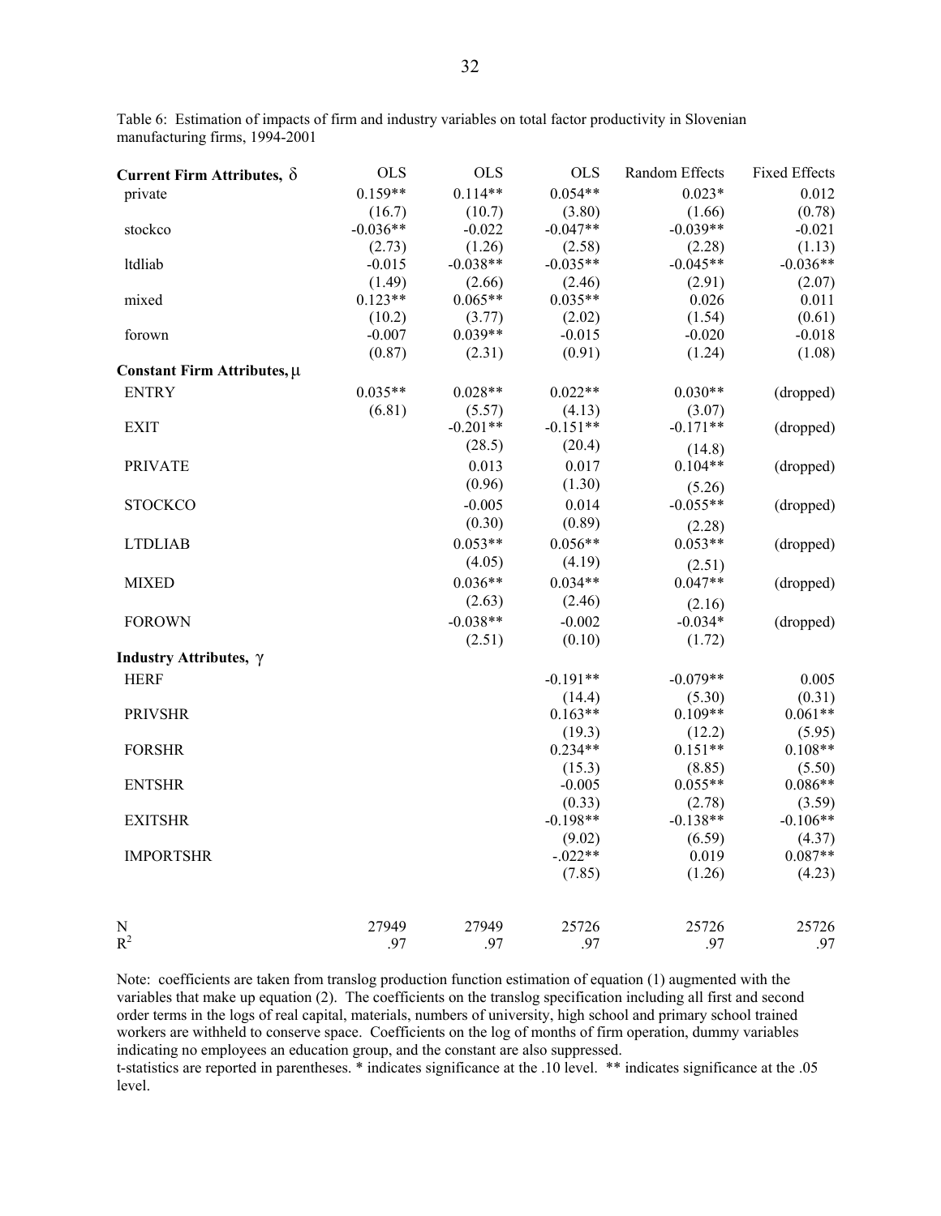Table 6: Estimation of impacts of firm and industry variables on total factor productivity in Slovenian manufacturing firms, 1994-2001

| **Current Firm Attributes, $\delta$** | OLS | OLS | OLS | Random Effects | Fixed Effects |
|---|---|---|---|---|---|
| private | 0.159** | 0.114** | 0.054** | 0.023* | 0.012 |
| | (16.7) | (10.7) | (3.80) | (1.66) | (0.78) |
| stockco | -0.036** | -0.022 | -0.047** | -0.039** | -0.021 |
| | (2.73) | (1.26) | (2.58) | (2.28) | (1.13) |
| ltdliab | -0.015 | -0.038** | -0.035** | -0.045** | -0.036** |
| | (1.49) | (2.66) | (2.46) | (2.91) | (2.07) |
| mixed | 0.123** | 0.065** | 0.035** | 0.026 | 0.011 |
| | (10.2) | (3.77) | (2.02) | (1.54) | (0.61) |
| forown | -0.007 | 0.039** | -0.015 | -0.020 | -0.018 |
| | (0.87) | (2.31) | (0.91) | (1.24) | (1.08) |
| **Constant Firm Attributes, $\mu$** | | | | | |
| ENTRY | 0.035** | 0.028** | 0.022** | 0.030** | (dropped) |
| | (6.81) | (5.57) | (4.13) | (3.07) | |
| EXIT | | -0.201** | -0.151** | -0.171** | (dropped) |
| | | (28.5) | (20.4) | (14.8) | |
| PRIVATE | | 0.013 | 0.017 | 0.104** | (dropped) |
| | | (0.96) | (1.30) | (5.26) | |
| STOCKCO | | -0.005 | 0.014 | -0.055** | (dropped) |
| | | (0.30) | (0.89) | (2.28) | |
| LTDLIAB | | 0.053** | 0.056** | 0.053** | (dropped) |
| | | (4.05) | (4.19) | (2.51) | |
| MIXED | | 0.036** | 0.034** | 0.047** | (dropped) |
| | | (2.63) | (2.46) | (2.16) | |
| FOROWN | | -0.038** | -0.002 | -0.034* | (dropped) |
| | | (2.51) | (0.10) | (1.72) | |
| **Industry Attributes, $\gamma$** | | | | | |
| HERF | | | -0.191** | -0.079** | 0.005 |
| | | | (14.4) | (5.30) | (0.31) |
| PRIVSHR | | | 0.163** | 0.109** | 0.061** |
| | | | (19.3) | (12.2) | (5.95) |
| FORSHR | | | 0.234** | 0.151** | 0.108** |
| | | | (15.3) | (8.85) | (5.50) |
| ENTSHR | | | -0.005 | 0.055** | 0.086** |
| | | | (0.33) | (2.78) | (3.59) |
| EXITSHR | | | -0.198** | -0.138** | -0.106** |
| | | | (9.02) | (6.59) | (4.37) |
| IMPORTSHR | | | -.022** | 0.019 | 0.087** |
| | | | (7.85) | (1.26) | (4.23) |
| N | 27949 | 27949 | 25726 | 25726 | 25726 |
| $R^2$ | .97 | .97 | .97 | .97 | .97 |

Note: coefficients are taken from translog production function estimation of equation (1) augmented with the variables that make up equation (2). The coefficients on the translog specification including all first and second order terms in the logs of real capital, materials, numbers of university, high school and primary school trained workers are withheld to conserve space. Coefficients on the log of months of firm operation, dummy variables indicating no employees an education group, and the constant are also suppressed.
t-statistics are reported in parentheses. * indicates significance at the .10 level. ** indicates significance at the .05 level.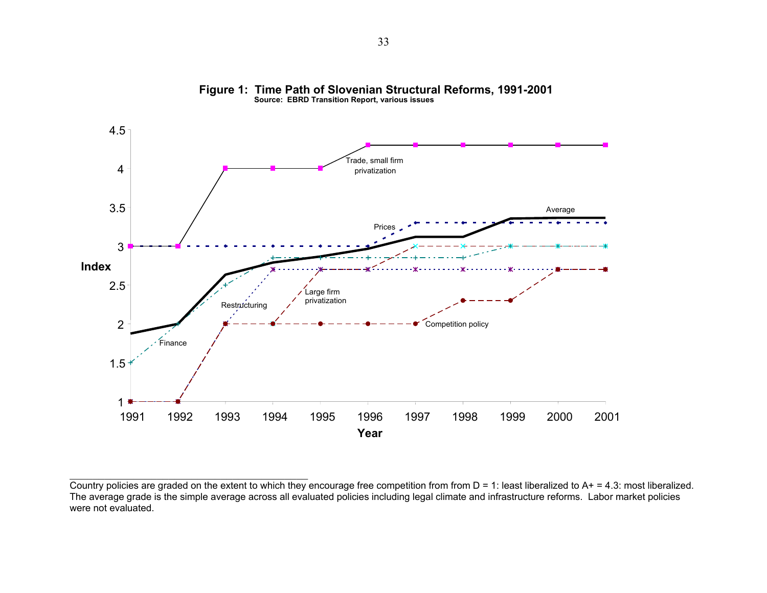**Figure 1: Time Path of Slovenian Structural Reforms, 1991-2001**
**Source: EBRD Transition Report, various issues**

Country policies are graded on the extent to which they encourage free competition from from D = 1: least liberalized to A+ = 4.3: most liberalized. The average grade is the simple average across all evaluated policies including legal climate and infrastructure reforms. Labor market policies were not evaluated.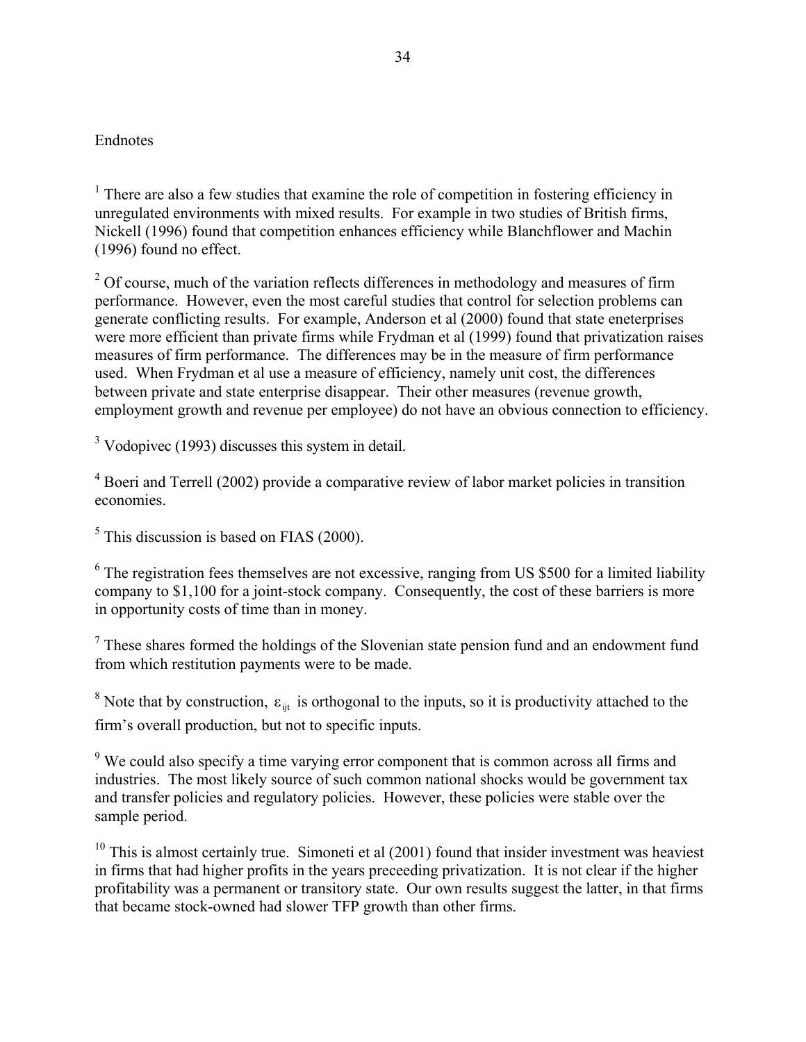Endnotes

[1] There are also a few studies that examine the role of competition in fostering efficiency in unregulated environments with mixed results. For example in two studies of British firms, Nickell (1996) found that competition enhances efficiency while Blanchflower and Machin (1996) found no effect.

[2] Of course, much of the variation reflects differences in methodology and measures of firm performance. However, even the most careful studies that control for selection problems can generate conflicting results. For example, Anderson et al (2000) found that state eneterprises were more efficient than private firms while Frydman et al (1999) found that privatization raises measures of firm performance. The differences may be in the measure of firm performance used. When Frydman et al use a measure of efficiency, namely unit cost, the differences between private and state enterprise disappear. Their other measures (revenue growth, employment growth and revenue per employee) do not have an obvious connection to efficiency.

[3] Vodopivec (1993) discusses this system in detail.

[4] Boeri and Terrell (2002) provide a comparative review of labor market policies in transition economies.

[5] This discussion is based on FIAS (2000).

[6] The registration fees themselves are not excessive, ranging from US $500 for a limited liability company to $1,100 for a joint-stock company. Consequently, the cost of these barriers is more in opportunity costs of time than in money.

[7] These shares formed the holdings of the Slovenian state pension fund and an endowment fund from which restitution payments were to be made.

[8] Note that by construction, $\varepsilon_{ijt}$ is orthogonal to the inputs, so it is productivity attached to the firm's overall production, but not to specific inputs.

[9] We could also specify a time varying error component that is common across all firms and industries. The most likely source of such common national shocks would be government tax and transfer policies and regulatory policies. However, these policies were stable over the sample period.

[10] This is almost certainly true. Simoneti et al (2001) found that insider investment was heaviest in firms that had higher profits in the years preceeding privatization. It is not clear if the higher profitability was a permanent or transitory state. Our own results suggest the latter, in that firms that became stock-owned had slower TFP growth than other firms.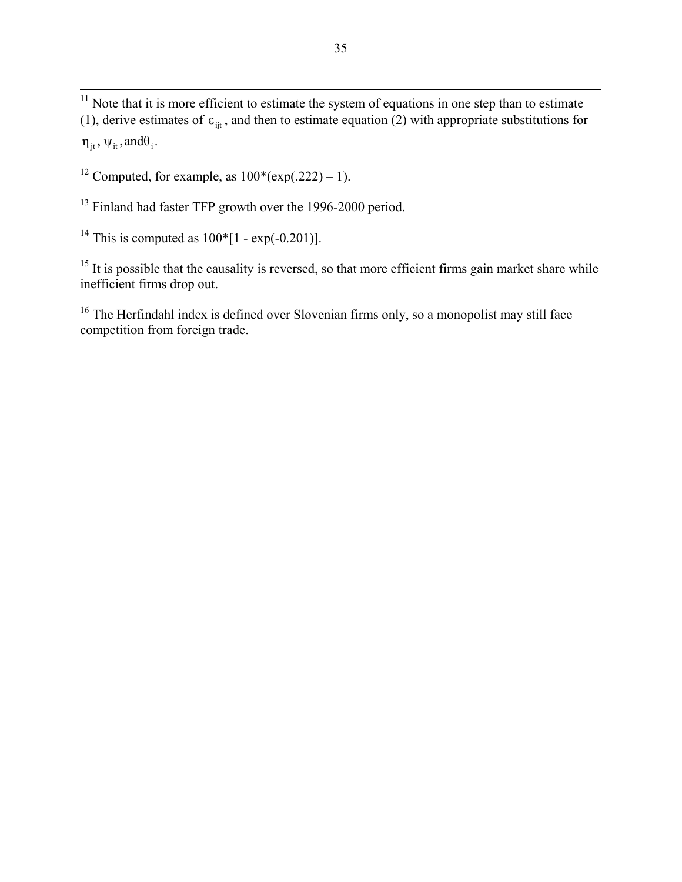[11] Note that it is more efficient to estimate the system of equations in one step than to estimate (1), derive estimates of $\varepsilon_{ijt}$, and then to estimate equation (2) with appropriate substitutions for $\eta_{jt}$, $\psi_{it}$, and $\theta_i$.

[12] Computed, for example, as 100*(exp(.222) – 1).

[13] Finland had faster TFP growth over the 1996-2000 period.

[14] This is computed as 100*[1 - exp(-0.201)].

[15] It is possible that the causality is reversed, so that more efficient firms gain market share while inefficient firms drop out.

[16] The Herfindahl index is defined over Slovenian firms only, so a monopolist may still face competition from foreign trade.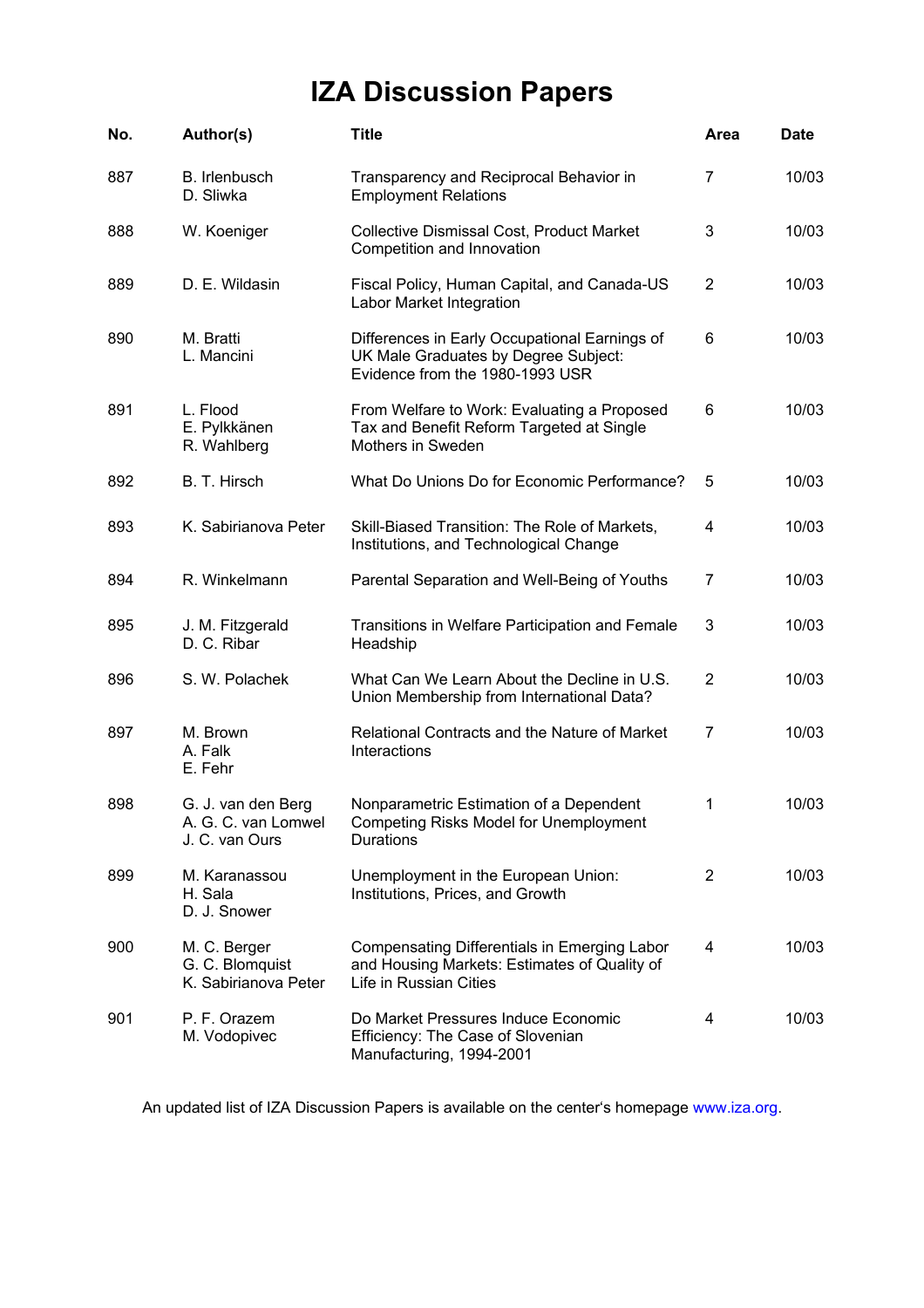# IZA Discussion Papers

| No. | Author(s) | Title | Area | Date |
|---|---|---|---|---|
| 887 | B. Irlenbusch<br>D. Sliwka | Transparency and Reciprocal Behavior in Employment Relations | 7 | 10/03 |
| 888 | W. Koeniger | Collective Dismissal Cost, Product Market Competition and Innovation | 3 | 10/03 |
| 889 | D. E. Wildasin | Fiscal Policy, Human Capital, and Canada-US Labor Market Integration | 2 | 10/03 |
| 890 | M. Bratti<br>L. Mancini | Differences in Early Occupational Earnings of UK Male Graduates by Degree Subject: Evidence from the 1980-1993 USR | 6 | 10/03 |
| 891 | L. Flood<br>E. Pylkkänen<br>R. Wahlberg | From Welfare to Work: Evaluating a Proposed Tax and Benefit Reform Targeted at Single Mothers in Sweden | 6 | 10/03 |
| 892 | B. T. Hirsch | What Do Unions Do for Economic Performance? | 5 | 10/03 |
| 893 | K. Sabirianova Peter | Skill-Biased Transition: The Role of Markets, Institutions, and Technological Change | 4 | 10/03 |
| 894 | R. Winkelmann | Parental Separation and Well-Being of Youths | 7 | 10/03 |
| 895 | J. M. Fitzgerald<br>D. C. Ribar | Transitions in Welfare Participation and Female Headship | 3 | 10/03 |
| 896 | S. W. Polachek | What Can We Learn About the Decline in U.S. Union Membership from International Data? | 2 | 10/03 |
| 897 | M. Brown<br>A. Falk<br>E. Fehr | Relational Contracts and the Nature of Market Interactions | 7 | 10/03 |
| 898 | G. J. van den Berg<br>A. G. C. van Lomwel<br>J. C. van Ours | Nonparametric Estimation of a Dependent Competing Risks Model for Unemployment Durations | 1 | 10/03 |
| 899 | M. Karanassou<br>H. Sala<br>D. J. Snower | Unemployment in the European Union: Institutions, Prices, and Growth | 2 | 10/03 |
| 900 | M. C. Berger<br>G. C. Blomquist<br>K. Sabirianova Peter | Compensating Differentials in Emerging Labor and Housing Markets: Estimates of Quality of Life in Russian Cities | 4 | 10/03 |
| 901 | P. F. Orazem<br>M. Vodopivec | Do Market Pressures Induce Economic Efficiency: The Case of Slovenian Manufacturing, 1994-2001 | 4 | 10/03 |

An updated list of IZA Discussion Papers is available on the center's homepage www.iza.org.